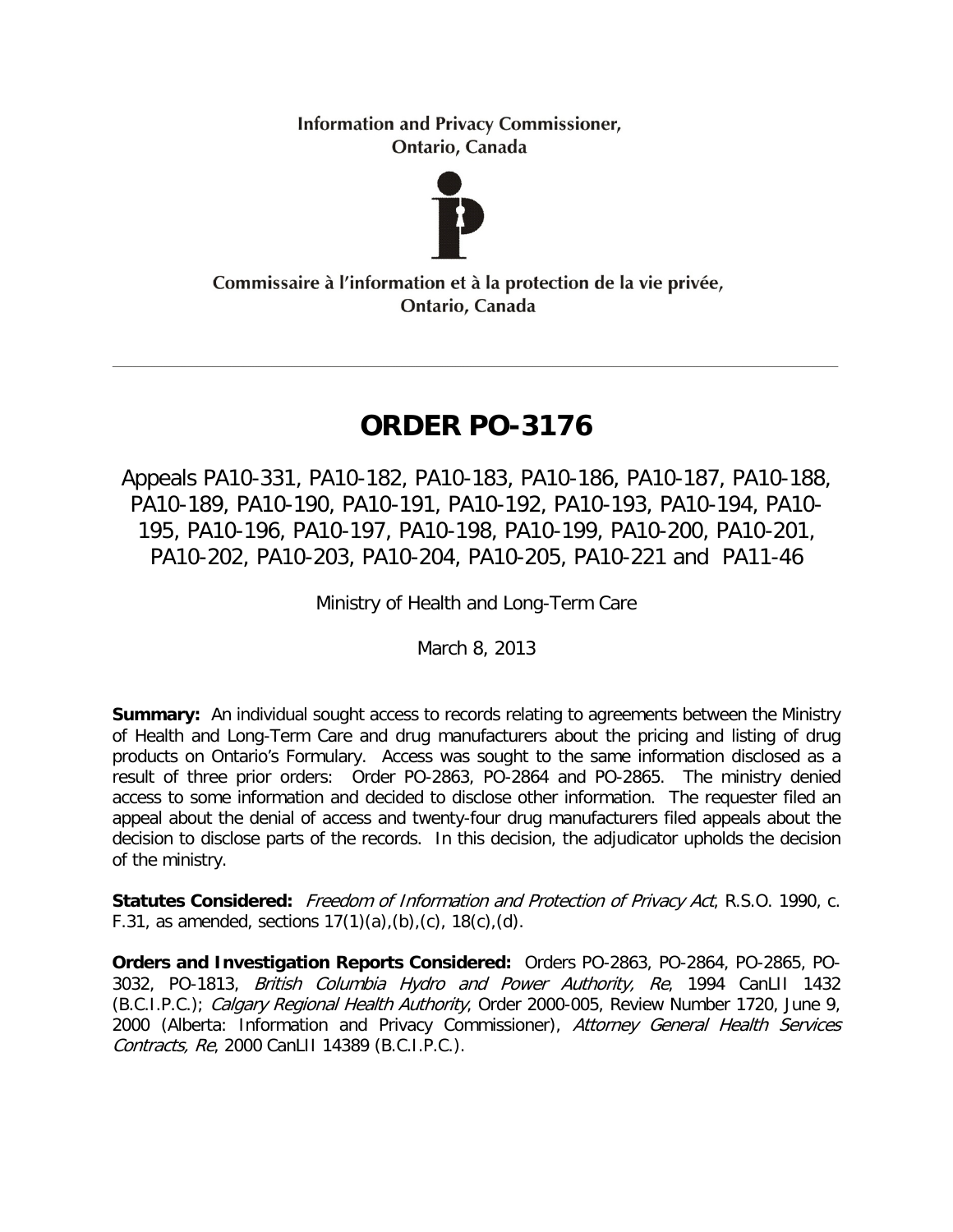Information and Privacy Commissioner,
Ontario, Canada

Commissaire à l'information et à la protection de la vie privée,
Ontario, Canada

---

# ORDER PO-3176

Appeals PA10-331, PA10-182, PA10-183, PA10-186, PA10-187, PA10-188, PA10-189, PA10-190, PA10-191, PA10-192, PA10-193, PA10-194, PA10-195, PA10-196, PA10-197, PA10-198, PA10-199, PA10-200, PA10-201, PA10-202, PA10-203, PA10-204, PA10-205, PA10-221 and PA11-46

Ministry of Health and Long-Term Care

March 8, 2013

**Summary:** An individual sought access to records relating to agreements between the Ministry of Health and Long-Term Care and drug manufacturers about the pricing and listing of drug products on Ontario's Formulary. Access was sought to the same information disclosed as a result of three prior orders: Order PO-2863, PO-2864 and PO-2865. The ministry denied access to some information and decided to disclose other information. The requester filed an appeal about the denial of access and twenty-four drug manufacturers filed appeals about the decision to disclose parts of the records. In this decision, the adjudicator upholds the decision of the ministry.

**Statutes Considered:** *Freedom of Information and Protection of Privacy Act*, R.S.O. 1990, c. F.31, as amended, sections 17(1)(a),(b),(c), 18(c),(d).

**Orders and Investigation Reports Considered:** Orders PO-2863, PO-2864, PO-2865, PO-3032, PO-1813, *British Columbia Hydro and Power Authority, Re*, 1994 CanLII 1432 (B.C.I.P.C.); *Calgary Regional Health Authority*, Order 2000-005, Review Number 1720, June 9, 2000 (Alberta: Information and Privacy Commissioner), *Attorney General Health Services Contracts, Re*, 2000 CanLII 14389 (B.C.I.P.C.).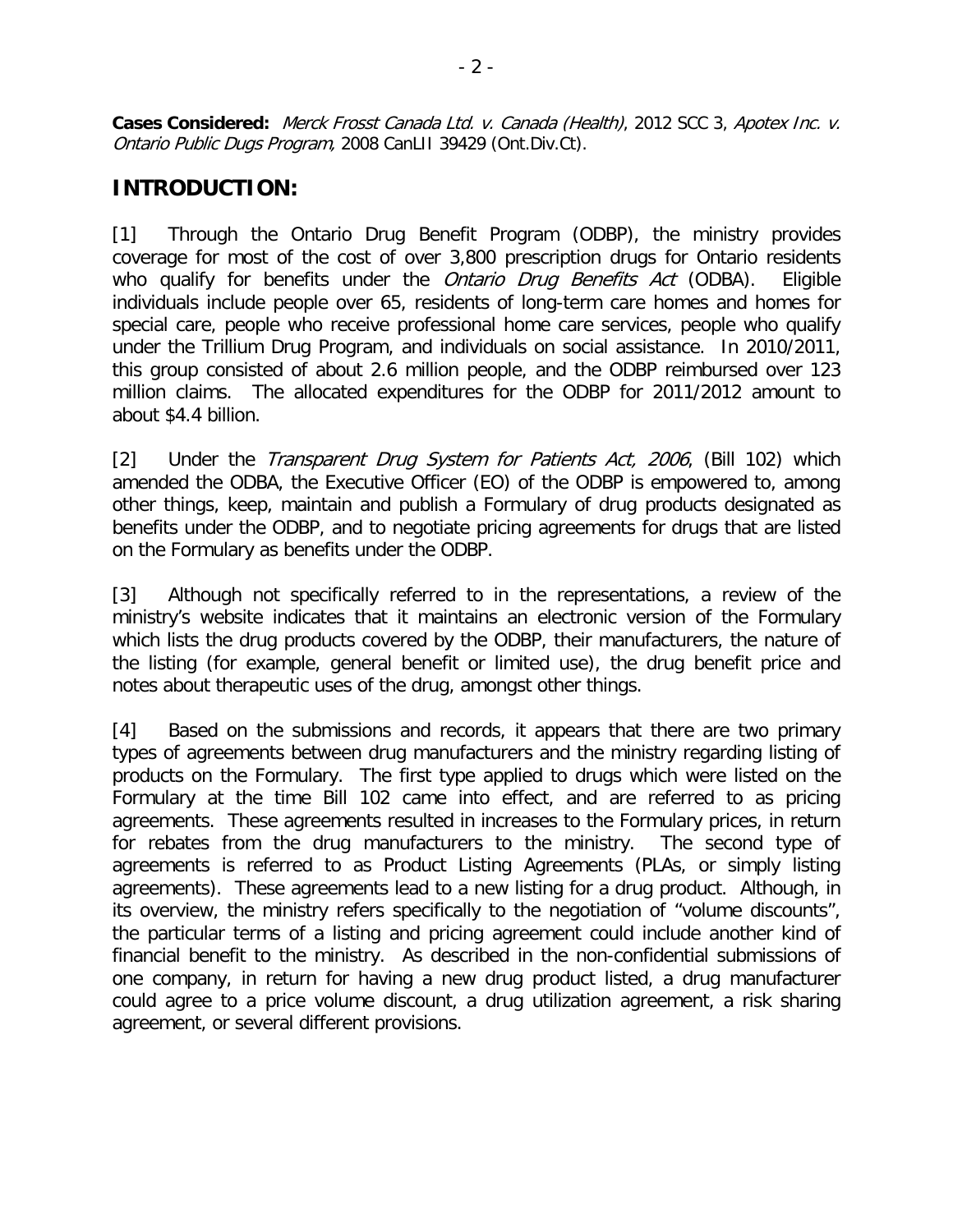**Cases Considered:** *Merck Frosst Canada Ltd. v. Canada (Health)*, 2012 SCC 3, *Apotex Inc. v. Ontario Public Dugs Program*, 2008 CanLII 39429 (Ont.Div.Ct).

## INTRODUCTION:

[1] Through the Ontario Drug Benefit Program (ODBP), the ministry provides coverage for most of the cost of over 3,800 prescription drugs for Ontario residents who qualify for benefits under the *Ontario Drug Benefits Act* (ODBA). Eligible individuals include people over 65, residents of long-term care homes and homes for special care, people who receive professional home care services, people who qualify under the Trillium Drug Program, and individuals on social assistance. In 2010/2011, this group consisted of about 2.6 million people, and the ODBP reimbursed over 123 million claims. The allocated expenditures for the ODBP for 2011/2012 amount to about $4.4 billion.

[2] Under the *Transparent Drug System for Patients Act, 2006*, (Bill 102) which amended the ODBA, the Executive Officer (EO) of the ODBP is empowered to, among other things, keep, maintain and publish a Formulary of drug products designated as benefits under the ODBP, and to negotiate pricing agreements for drugs that are listed on the Formulary as benefits under the ODBP.

[3] Although not specifically referred to in the representations, a review of the ministry's website indicates that it maintains an electronic version of the Formulary which lists the drug products covered by the ODBP, their manufacturers, the nature of the listing (for example, general benefit or limited use), the drug benefit price and notes about therapeutic uses of the drug, amongst other things.

[4] Based on the submissions and records, it appears that there are two primary types of agreements between drug manufacturers and the ministry regarding listing of products on the Formulary. The first type applied to drugs which were listed on the Formulary at the time Bill 102 came into effect, and are referred to as pricing agreements. These agreements resulted in increases to the Formulary prices, in return for rebates from the drug manufacturers to the ministry. The second type of agreements is referred to as Product Listing Agreements (PLAs, or simply listing agreements). These agreements lead to a new listing for a drug product. Although, in its overview, the ministry refers specifically to the negotiation of "volume discounts", the particular terms of a listing and pricing agreement could include another kind of financial benefit to the ministry. As described in the non-confidential submissions of one company, in return for having a new drug product listed, a drug manufacturer could agree to a price volume discount, a drug utilization agreement, a risk sharing agreement, or several different provisions.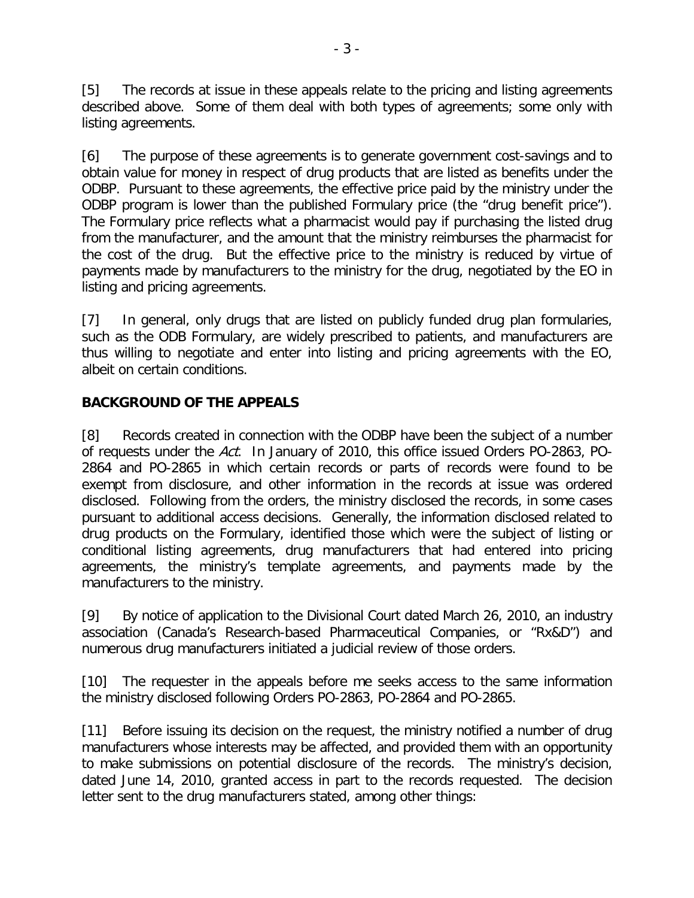[5] The records at issue in these appeals relate to the pricing and listing agreements described above. Some of them deal with both types of agreements; some only with listing agreements.

[6] The purpose of these agreements is to generate government cost-savings and to obtain value for money in respect of drug products that are listed as benefits under the ODBP. Pursuant to these agreements, the effective price paid by the ministry under the ODBP program is lower than the published Formulary price (the "drug benefit price"). The Formulary price reflects what a pharmacist would pay if purchasing the listed drug from the manufacturer, and the amount that the ministry reimburses the pharmacist for the cost of the drug. But the effective price to the ministry is reduced by virtue of payments made by manufacturers to the ministry for the drug, negotiated by the EO in listing and pricing agreements.

[7] In general, only drugs that are listed on publicly funded drug plan formularies, such as the ODB Formulary, are widely prescribed to patients, and manufacturers are thus willing to negotiate and enter into listing and pricing agreements with the EO, albeit on certain conditions.

## BACKGROUND OF THE APPEALS

[8] Records created in connection with the ODBP have been the subject of a number of requests under the *Act*. In January of 2010, this office issued Orders PO-2863, PO-2864 and PO-2865 in which certain records or parts of records were found to be exempt from disclosure, and other information in the records at issue was ordered disclosed. Following from the orders, the ministry disclosed the records, in some cases pursuant to additional access decisions. Generally, the information disclosed related to drug products on the Formulary, identified those which were the subject of listing or conditional listing agreements, drug manufacturers that had entered into pricing agreements, the ministry's template agreements, and payments made by the manufacturers to the ministry.

[9] By notice of application to the Divisional Court dated March 26, 2010, an industry association (Canada's Research-based Pharmaceutical Companies, or "Rx&D") and numerous drug manufacturers initiated a judicial review of those orders.

[10] The requester in the appeals before me seeks access to the same information the ministry disclosed following Orders PO-2863, PO-2864 and PO-2865.

[11] Before issuing its decision on the request, the ministry notified a number of drug manufacturers whose interests may be affected, and provided them with an opportunity to make submissions on potential disclosure of the records. The ministry's decision, dated June 14, 2010, granted access in part to the records requested. The decision letter sent to the drug manufacturers stated, among other things: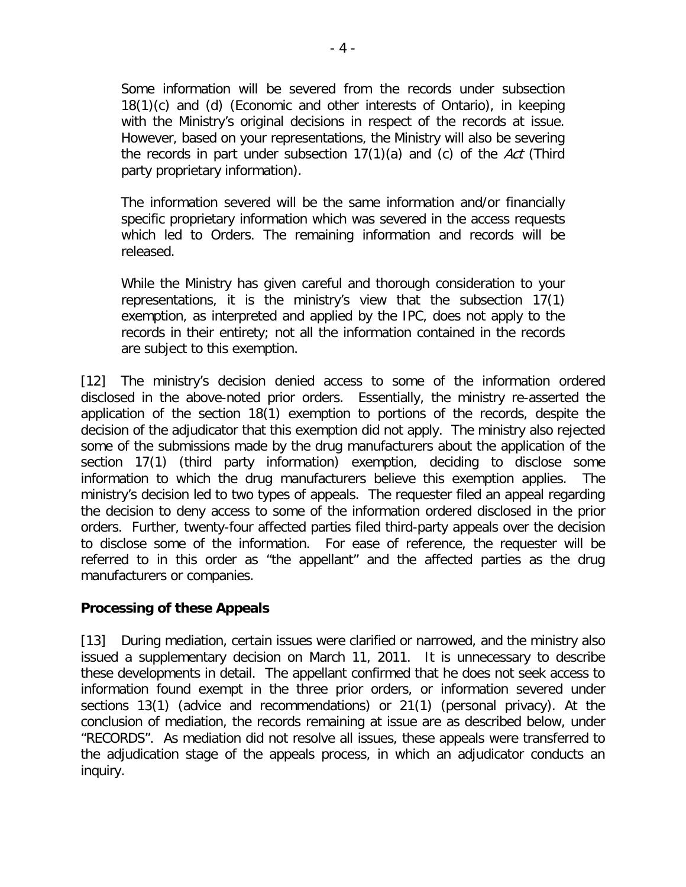> Some information will be severed from the records under subsection 18(1)(c) and (d) (Economic and other interests of Ontario), in keeping with the Ministry's original decisions in respect of the records at issue. However, based on your representations, the Ministry will also be severing the records in part under subsection 17(1)(a) and (c) of the *Act* (Third party proprietary information).
>
> The information severed will be the same information and/or financially specific proprietary information which was severed in the access requests which led to Orders. The remaining information and records will be released.
>
> While the Ministry has given careful and thorough consideration to your representations, it is the ministry's view that the subsection 17(1) exemption, as interpreted and applied by the IPC, does not apply to the records in their entirety; not all the information contained in the records are subject to this exemption.

[12] The ministry's decision denied access to some of the information ordered disclosed in the above-noted prior orders. Essentially, the ministry re-asserted the application of the section 18(1) exemption to portions of the records, despite the decision of the adjudicator that this exemption did not apply. The ministry also rejected some of the submissions made by the drug manufacturers about the application of the section 17(1) (third party information) exemption, deciding to disclose some information to which the drug manufacturers believe this exemption applies. The ministry's decision led to two types of appeals. The requester filed an appeal regarding the decision to deny access to some of the information ordered disclosed in the prior orders. Further, twenty-four affected parties filed third-party appeals over the decision to disclose some of the information. For ease of reference, the requester will be referred to in this order as "the appellant" and the affected parties as the drug manufacturers or companies.

**Processing of these Appeals**

[13] During mediation, certain issues were clarified or narrowed, and the ministry also issued a supplementary decision on March 11, 2011. It is unnecessary to describe these developments in detail. The appellant confirmed that he does not seek access to information found exempt in the three prior orders, or information severed under sections 13(1) (advice and recommendations) or 21(1) (personal privacy). At the conclusion of mediation, the records remaining at issue are as described below, under "RECORDS". As mediation did not resolve all issues, these appeals were transferred to the adjudication stage of the appeals process, in which an adjudicator conducts an inquiry.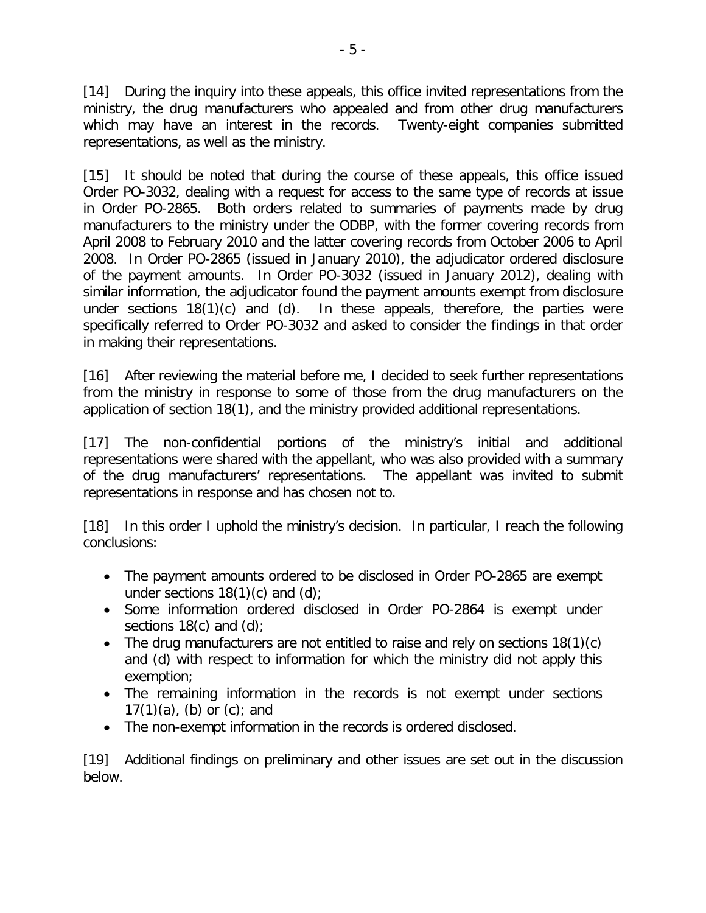[14] During the inquiry into these appeals, this office invited representations from the ministry, the drug manufacturers who appealed and from other drug manufacturers which may have an interest in the records. Twenty-eight companies submitted representations, as well as the ministry.

[15] It should be noted that during the course of these appeals, this office issued Order PO-3032, dealing with a request for access to the same type of records at issue in Order PO-2865. Both orders related to summaries of payments made by drug manufacturers to the ministry under the ODBP, with the former covering records from April 2008 to February 2010 and the latter covering records from October 2006 to April 2008. In Order PO-2865 (issued in January 2010), the adjudicator ordered disclosure of the payment amounts. In Order PO-3032 (issued in January 2012), dealing with similar information, the adjudicator found the payment amounts exempt from disclosure under sections 18(1)(c) and (d). In these appeals, therefore, the parties were specifically referred to Order PO-3032 and asked to consider the findings in that order in making their representations.

[16] After reviewing the material before me, I decided to seek further representations from the ministry in response to some of those from the drug manufacturers on the application of section 18(1), and the ministry provided additional representations.

[17] The non-confidential portions of the ministry's initial and additional representations were shared with the appellant, who was also provided with a summary of the drug manufacturers' representations. The appellant was invited to submit representations in response and has chosen not to.

[18] In this order I uphold the ministry's decision. In particular, I reach the following conclusions:

- The payment amounts ordered to be disclosed in Order PO-2865 are exempt under sections 18(1)(c) and (d);
- Some information ordered disclosed in Order PO-2864 is exempt under sections 18(c) and (d);
- The drug manufacturers are not entitled to raise and rely on sections 18(1)(c) and (d) with respect to information for which the ministry did not apply this exemption;
- The remaining information in the records is not exempt under sections 17(1)(a), (b) or (c); and
- The non-exempt information in the records is ordered disclosed.

[19] Additional findings on preliminary and other issues are set out in the discussion below.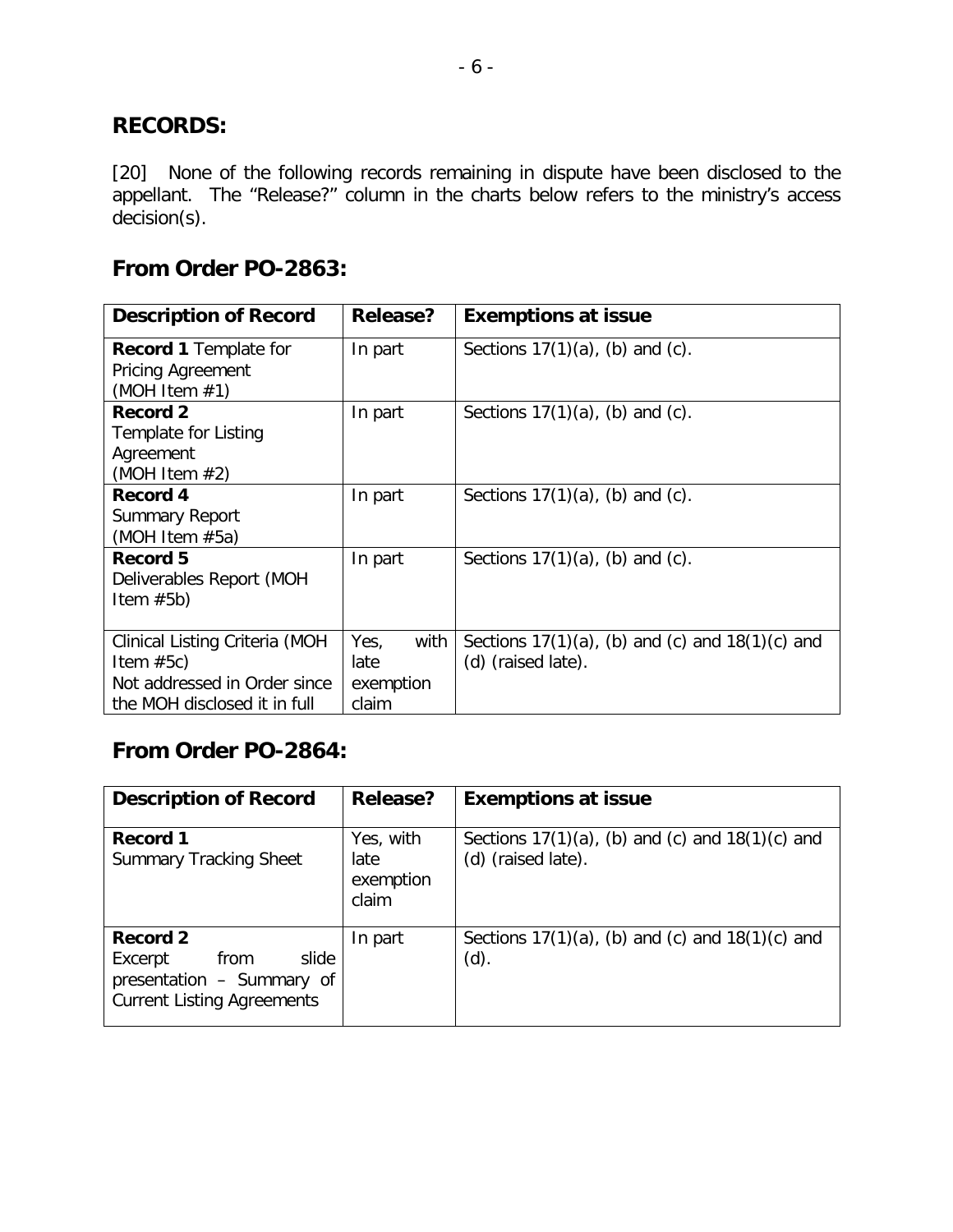## RECORDS:

[20] None of the following records remaining in dispute have been disclosed to the appellant. The "Release?" column in the charts below refers to the ministry's access decision(s).

## From Order PO-2863:

| Description of Record | Release? | Exemptions at issue |
|---|---|---|
| **Record 1** Template for Pricing Agreement (MOH Item #1) | In part | Sections 17(1)(a), (b) and (c). |
| **Record 2** Template for Listing Agreement (MOH Item #2) | In part | Sections 17(1)(a), (b) and (c). |
| **Record 4** Summary Report (MOH Item #5a) | In part | Sections 17(1)(a), (b) and (c). |
| **Record 5** Deliverables Report (MOH Item #5b) | In part | Sections 17(1)(a), (b) and (c). |
| Clinical Listing Criteria (MOH Item #5c) Not addressed in Order since the MOH disclosed it in full | Yes, with late exemption claim | Sections 17(1)(a), (b) and (c) and 18(1)(c) and (d) (raised late). |

## From Order PO-2864:

| Description of Record | Release? | Exemptions at issue |
|---|---|---|
| **Record 1** Summary Tracking Sheet | Yes, with late exemption claim | Sections 17(1)(a), (b) and (c) and 18(1)(c) and (d) (raised late). |
| **Record 2** Excerpt from slide presentation – Summary of Current Listing Agreements | In part | Sections 17(1)(a), (b) and (c) and 18(1)(c) and (d). |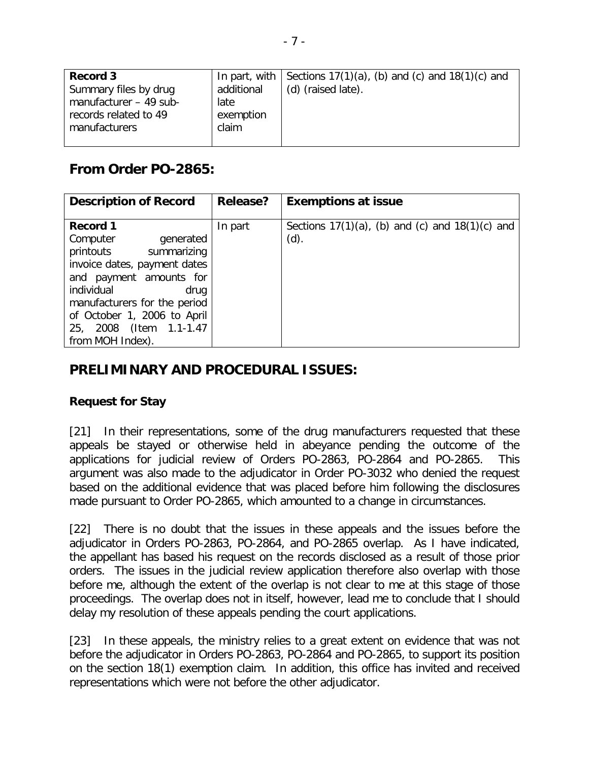| Record 3<br>Summary files by drug manufacturer – 49 sub-records related to 49 manufacturers | In part, with additional late exemption claim | Sections 17(1)(a), (b) and (c) and 18(1)(c) and (d) (raised late). |
|---|---|---|

## From Order PO-2865:

| Description of Record | Release? | Exemptions at issue |
|---|---|---|
| **Record 1**<br>Computer generated printouts summarizing invoice dates, payment dates and payment amounts for individual drug manufacturers for the period of October 1, 2006 to April 25, 2008 (Item 1.1-1.47 from MOH Index). | In part | Sections 17(1)(a), (b) and (c) and 18(1)(c) and (d). |

## PRELIMINARY AND PROCEDURAL ISSUES:

### Request for Stay

[21] In their representations, some of the drug manufacturers requested that these appeals be stayed or otherwise held in abeyance pending the outcome of the applications for judicial review of Orders PO-2863, PO-2864 and PO-2865. This argument was also made to the adjudicator in Order PO-3032 who denied the request based on the additional evidence that was placed before him following the disclosures made pursuant to Order PO-2865, which amounted to a change in circumstances.

[22] There is no doubt that the issues in these appeals and the issues before the adjudicator in Orders PO-2863, PO-2864, and PO-2865 overlap. As I have indicated, the appellant has based his request on the records disclosed as a result of those prior orders. The issues in the judicial review application therefore also overlap with those before me, although the extent of the overlap is not clear to me at this stage of those proceedings. The overlap does not in itself, however, lead me to conclude that I should delay my resolution of these appeals pending the court applications.

[23] In these appeals, the ministry relies to a great extent on evidence that was not before the adjudicator in Orders PO-2863, PO-2864 and PO-2865, to support its position on the section 18(1) exemption claim. In addition, this office has invited and received representations which were not before the other adjudicator.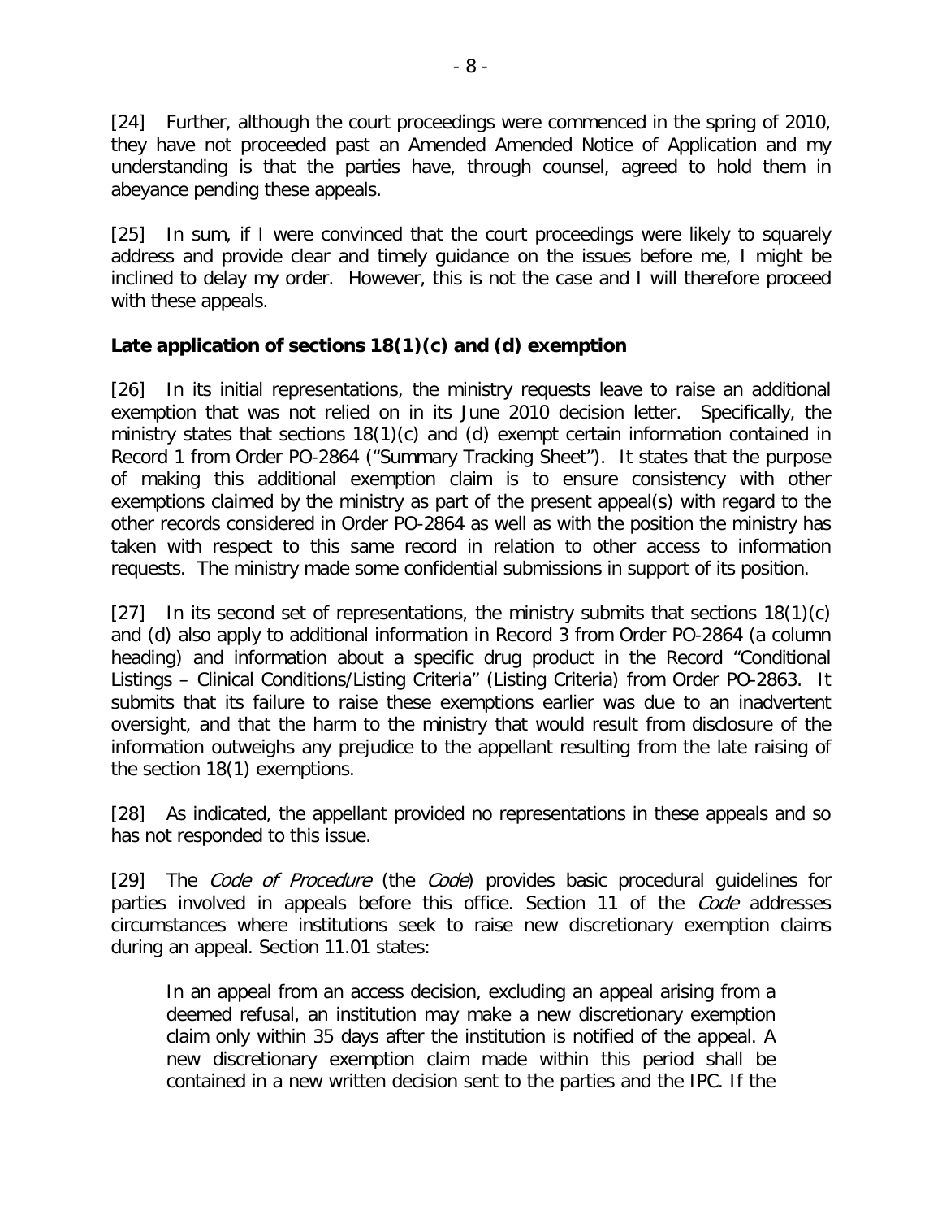[24] Further, although the court proceedings were commenced in the spring of 2010, they have not proceeded past an Amended Amended Notice of Application and my understanding is that the parties have, through counsel, agreed to hold them in abeyance pending these appeals.

[25] In sum, if I were convinced that the court proceedings were likely to squarely address and provide clear and timely guidance on the issues before me, I might be inclined to delay my order. However, this is not the case and I will therefore proceed with these appeals.

**Late application of sections 18(1)(c) and (d) exemption**

[26] In its initial representations, the ministry requests leave to raise an additional exemption that was not relied on in its June 2010 decision letter. Specifically, the ministry states that sections 18(1)(c) and (d) exempt certain information contained in Record 1 from Order PO-2864 ("Summary Tracking Sheet"). It states that the purpose of making this additional exemption claim is to ensure consistency with other exemptions claimed by the ministry as part of the present appeal(s) with regard to the other records considered in Order PO-2864 as well as with the position the ministry has taken with respect to this same record in relation to other access to information requests. The ministry made some confidential submissions in support of its position.

[27] In its second set of representations, the ministry submits that sections 18(1)(c) and (d) also apply to additional information in Record 3 from Order PO-2864 (a column heading) and information about a specific drug product in the Record "Conditional Listings – Clinical Conditions/Listing Criteria" (Listing Criteria) from Order PO-2863. It submits that its failure to raise these exemptions earlier was due to an inadvertent oversight, and that the harm to the ministry that would result from disclosure of the information outweighs any prejudice to the appellant resulting from the late raising of the section 18(1) exemptions.

[28] As indicated, the appellant provided no representations in these appeals and so has not responded to this issue.

[29] The *Code of Procedure* (the *Code*) provides basic procedural guidelines for parties involved in appeals before this office. Section 11 of the *Code* addresses circumstances where institutions seek to raise new discretionary exemption claims during an appeal. Section 11.01 states:

> In an appeal from an access decision, excluding an appeal arising from a deemed refusal, an institution may make a new discretionary exemption claim only within 35 days after the institution is notified of the appeal. A new discretionary exemption claim made within this period shall be contained in a new written decision sent to the parties and the IPC. If the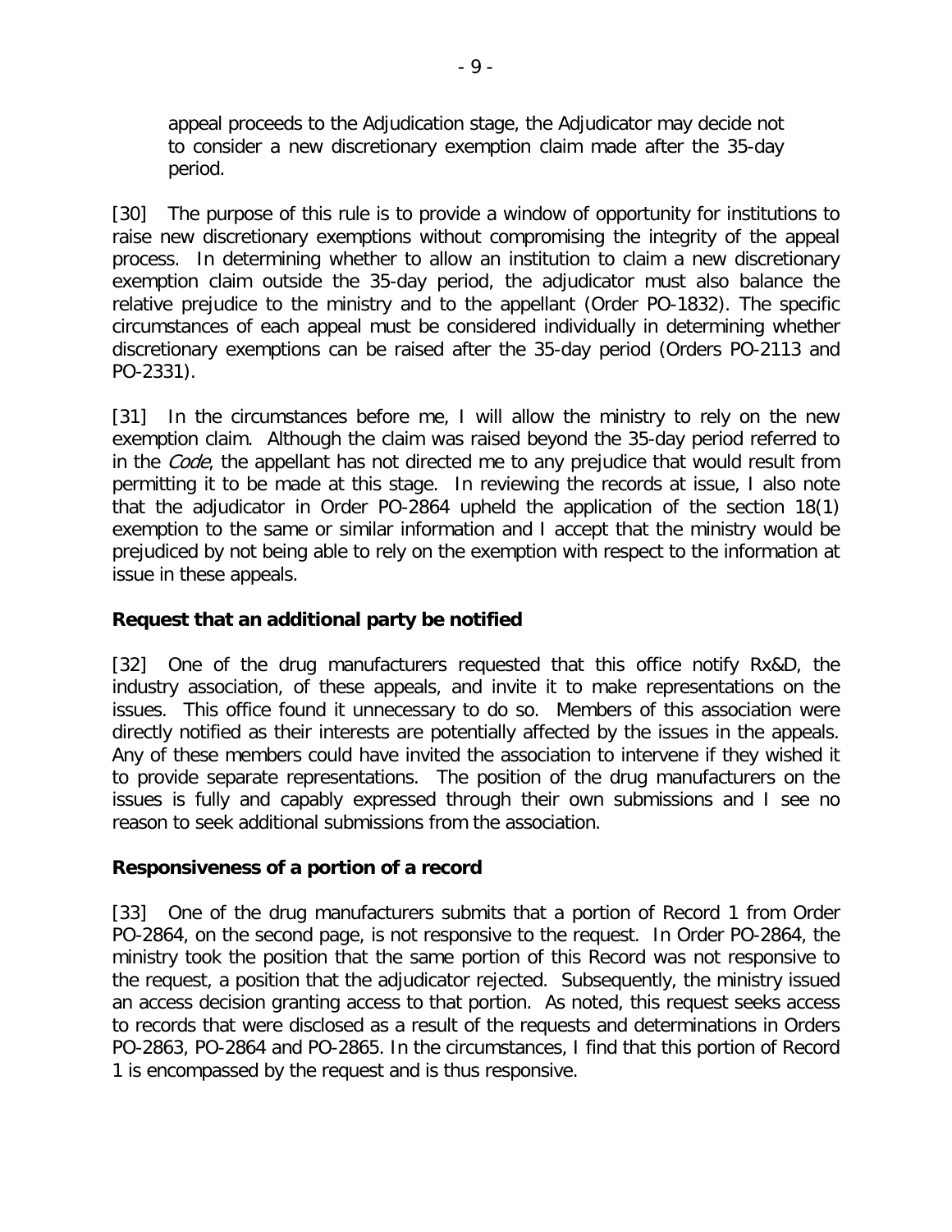> appeal proceeds to the Adjudication stage, the Adjudicator may decide not to consider a new discretionary exemption claim made after the 35-day period.

[30] The purpose of this rule is to provide a window of opportunity for institutions to raise new discretionary exemptions without compromising the integrity of the appeal process. In determining whether to allow an institution to claim a new discretionary exemption claim outside the 35-day period, the adjudicator must also balance the relative prejudice to the ministry and to the appellant (Order PO-1832). The specific circumstances of each appeal must be considered individually in determining whether discretionary exemptions can be raised after the 35-day period (Orders PO-2113 and PO-2331).

[31] In the circumstances before me, I will allow the ministry to rely on the new exemption claim. Although the claim was raised beyond the 35-day period referred to in the *Code*, the appellant has not directed me to any prejudice that would result from permitting it to be made at this stage. In reviewing the records at issue, I also note that the adjudicator in Order PO-2864 upheld the application of the section 18(1) exemption to the same or similar information and I accept that the ministry would be prejudiced by not being able to rely on the exemption with respect to the information at issue in these appeals.

**Request that an additional party be notified**

[32] One of the drug manufacturers requested that this office notify Rx&D, the industry association, of these appeals, and invite it to make representations on the issues. This office found it unnecessary to do so. Members of this association were directly notified as their interests are potentially affected by the issues in the appeals. Any of these members could have invited the association to intervene if they wished it to provide separate representations. The position of the drug manufacturers on the issues is fully and capably expressed through their own submissions and I see no reason to seek additional submissions from the association.

**Responsiveness of a portion of a record**

[33] One of the drug manufacturers submits that a portion of Record 1 from Order PO-2864, on the second page, is not responsive to the request. In Order PO-2864, the ministry took the position that the same portion of this Record was not responsive to the request, a position that the adjudicator rejected. Subsequently, the ministry issued an access decision granting access to that portion. As noted, this request seeks access to records that were disclosed as a result of the requests and determinations in Orders PO-2863, PO-2864 and PO-2865. In the circumstances, I find that this portion of Record 1 is encompassed by the request and is thus responsive.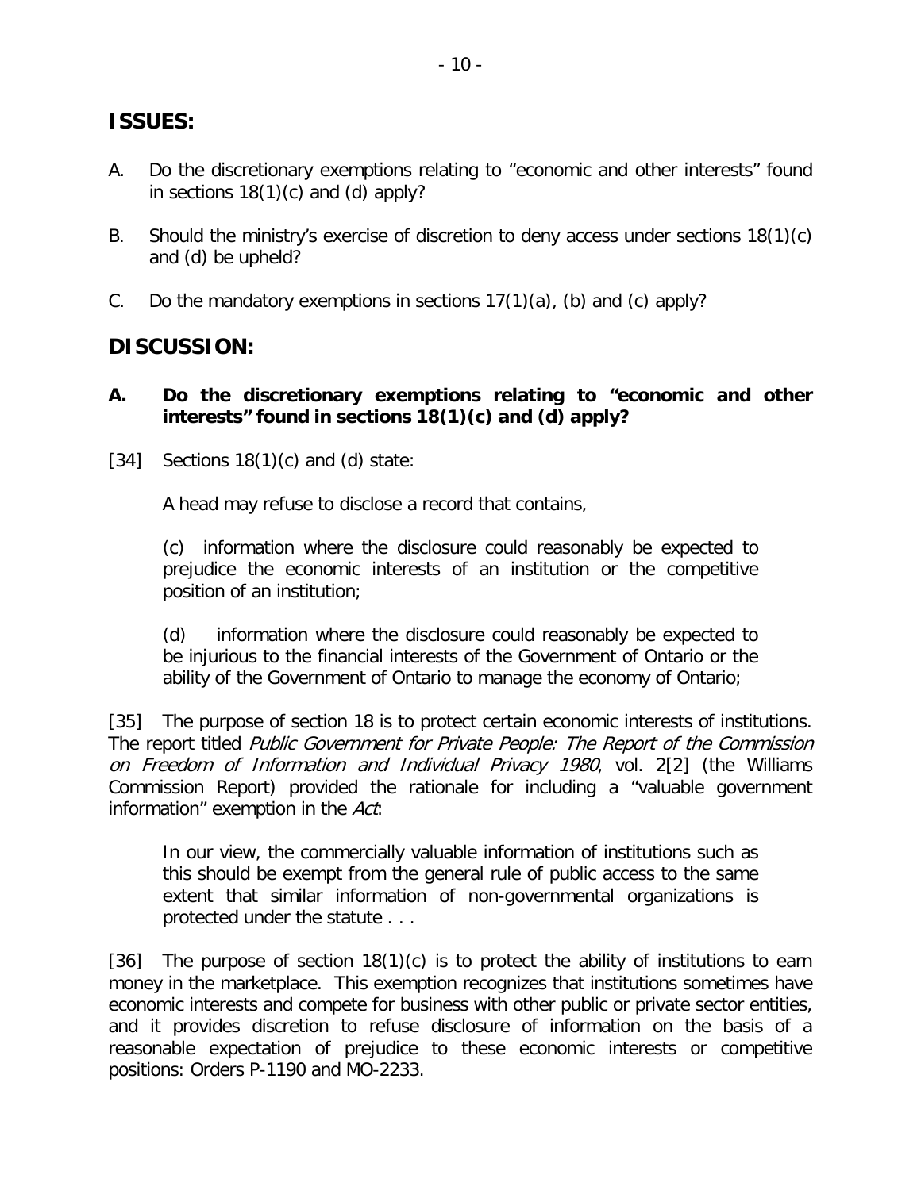## ISSUES:

A. Do the discretionary exemptions relating to "economic and other interests" found in sections 18(1)(c) and (d) apply?

B. Should the ministry's exercise of discretion to deny access under sections 18(1)(c) and (d) be upheld?

C. Do the mandatory exemptions in sections 17(1)(a), (b) and (c) apply?

## DISCUSSION:

### A. Do the discretionary exemptions relating to "economic and other interests" found in sections 18(1)(c) and (d) apply?

[34] Sections 18(1)(c) and (d) state:

> A head may refuse to disclose a record that contains,
>
> (c) information where the disclosure could reasonably be expected to prejudice the economic interests of an institution or the competitive position of an institution;
>
> (d) information where the disclosure could reasonably be expected to be injurious to the financial interests of the Government of Ontario or the ability of the Government of Ontario to manage the economy of Ontario;

[35] The purpose of section 18 is to protect certain economic interests of institutions. The report titled *Public Government for Private People: The Report of the Commission on Freedom of Information and Individual Privacy 1980*, vol. 2[2] (the Williams Commission Report) provided the rationale for including a "valuable government information" exemption in the *Act*:

> In our view, the commercially valuable information of institutions such as this should be exempt from the general rule of public access to the same extent that similar information of non-governmental organizations is protected under the statute . . .

[36] The purpose of section 18(1)(c) is to protect the ability of institutions to earn money in the marketplace. This exemption recognizes that institutions sometimes have economic interests and compete for business with other public or private sector entities, and it provides discretion to refuse disclosure of information on the basis of a reasonable expectation of prejudice to these economic interests or competitive positions: Orders P-1190 and MO-2233.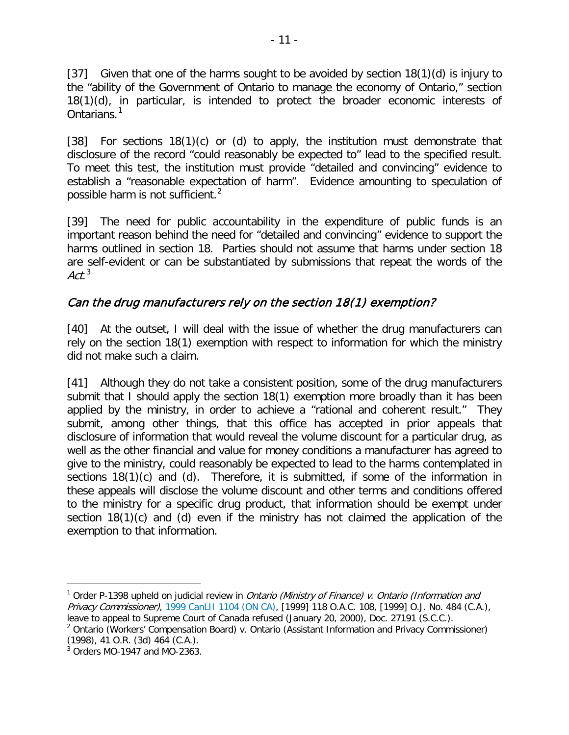[37] Given that one of the harms sought to be avoided by section 18(1)(d) is injury to the "ability of the Government of Ontario to manage the economy of Ontario," section 18(1)(d), in particular, is intended to protect the broader economic interests of Ontarians.[1]

[38] For sections 18(1)(c) or (d) to apply, the institution must demonstrate that disclosure of the record "could reasonably be expected to" lead to the specified result. To meet this test, the institution must provide "detailed and convincing" evidence to establish a "reasonable expectation of harm". Evidence amounting to speculation of possible harm is not sufficient.[2]

[39] The need for public accountability in the expenditure of public funds is an important reason behind the need for "detailed and convincing" evidence to support the harms outlined in section 18. Parties should not assume that harms under section 18 are self-evident or can be substantiated by submissions that repeat the words of the *Act*.[3]

## *Can the drug manufacturers rely on the section 18(1) exemption?*

[40] At the outset, I will deal with the issue of whether the drug manufacturers can rely on the section 18(1) exemption with respect to information for which the ministry did not make such a claim.

[41] Although they do not take a consistent position, some of the drug manufacturers submit that I should apply the section 18(1) exemption more broadly than it has been applied by the ministry, in order to achieve a "rational and coherent result." They submit, among other things, that this office has accepted in prior appeals that disclosure of information that would reveal the volume discount for a particular drug, as well as the other financial and value for money conditions a manufacturer has agreed to give to the ministry, could reasonably be expected to lead to the harms contemplated in sections 18(1)(c) and (d). Therefore, it is submitted, if some of the information in these appeals will disclose the volume discount and other terms and conditions offered to the ministry for a specific drug product, that information should be exempt under section 18(1)(c) and (d) even if the ministry has not claimed the application of the exemption to that information.

---

[1] Order P-1398 upheld on judicial review in *Ontario (Ministry of Finance) v. Ontario (Information and Privacy Commissioner)*, 1999 CanLII 1104 (ON CA), [1999] 118 O.A.C. 108, [1999] O.J. No. 484 (C.A.), leave to appeal to Supreme Court of Canada refused (January 20, 2000), Doc. 27191 (S.C.C.).

[2] Ontario (Workers' Compensation Board) v. Ontario (Assistant Information and Privacy Commissioner) (1998), 41 O.R. (3d) 464 (C.A.).

[3] Orders MO-1947 and MO-2363.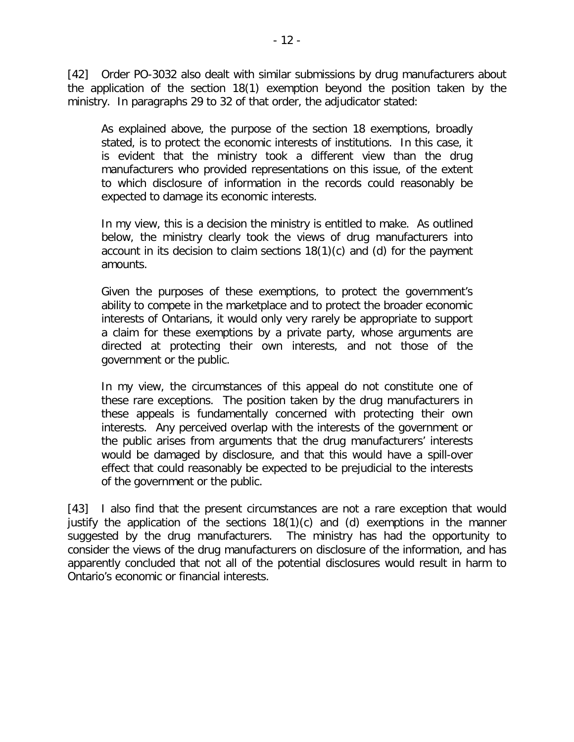[42] Order PO-3032 also dealt with similar submissions by drug manufacturers about the application of the section 18(1) exemption beyond the position taken by the ministry. In paragraphs 29 to 32 of that order, the adjudicator stated:

> As explained above, the purpose of the section 18 exemptions, broadly stated, is to protect the economic interests of institutions. In this case, it is evident that the ministry took a different view than the drug manufacturers who provided representations on this issue, of the extent to which disclosure of information in the records could reasonably be expected to damage its economic interests.
>
> In my view, this is a decision the ministry is entitled to make. As outlined below, the ministry clearly took the views of drug manufacturers into account in its decision to claim sections 18(1)(c) and (d) for the payment amounts.
>
> Given the purposes of these exemptions, to protect the government's ability to compete in the marketplace and to protect the broader economic interests of Ontarians, it would only very rarely be appropriate to support a claim for these exemptions by a private party, whose arguments are directed at protecting their own interests, and not those of the government or the public.
>
> In my view, the circumstances of this appeal do not constitute one of these rare exceptions. The position taken by the drug manufacturers in these appeals is fundamentally concerned with protecting their own interests. Any perceived overlap with the interests of the government or the public arises from arguments that the drug manufacturers' interests would be damaged by disclosure, and that this would have a spill-over effect that could reasonably be expected to be prejudicial to the interests of the government or the public.

[43] I also find that the present circumstances are not a rare exception that would justify the application of the sections 18(1)(c) and (d) exemptions in the manner suggested by the drug manufacturers. The ministry has had the opportunity to consider the views of the drug manufacturers on disclosure of the information, and has apparently concluded that not all of the potential disclosures would result in harm to Ontario's economic or financial interests.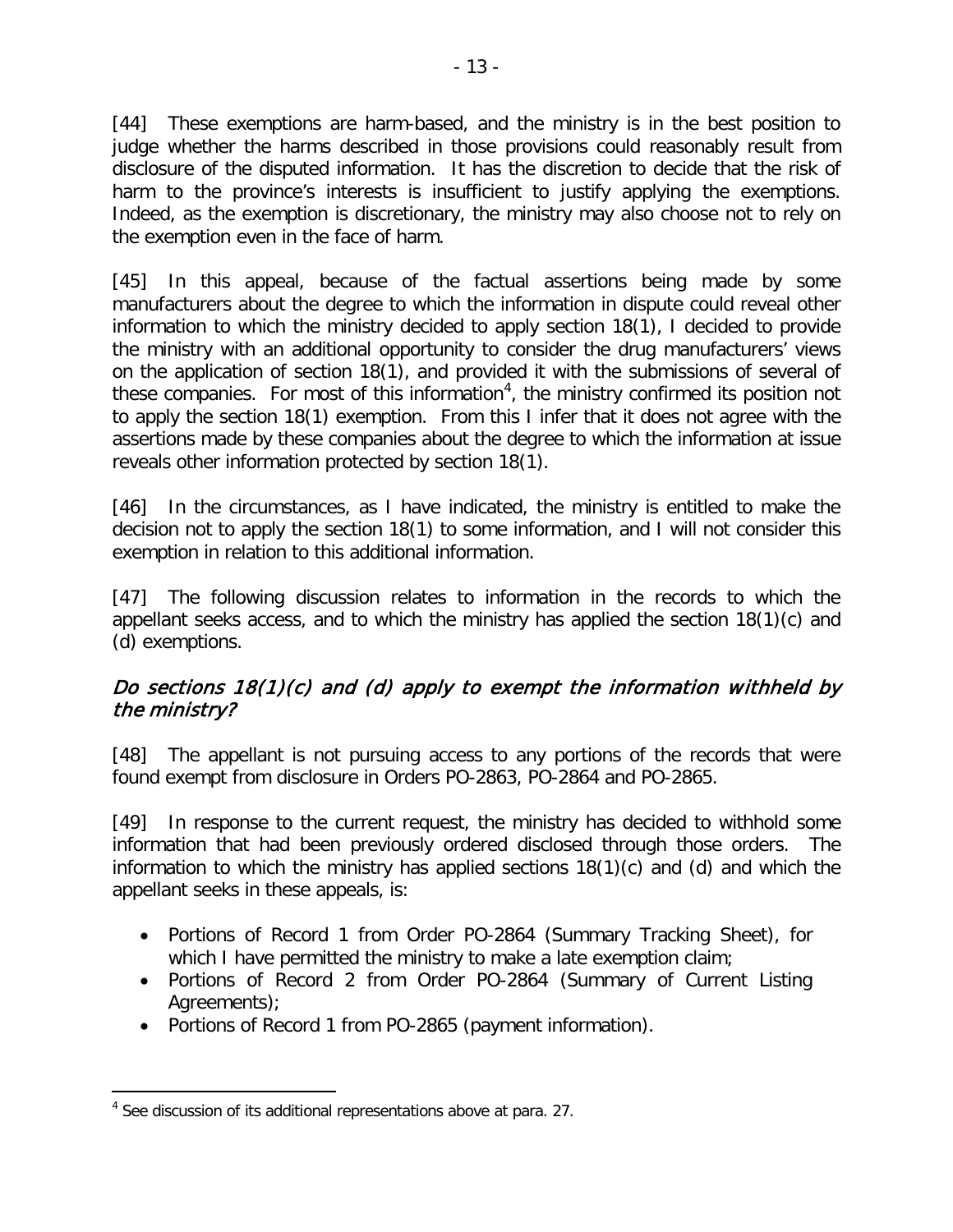[44] These exemptions are harm-based, and the ministry is in the best position to judge whether the harms described in those provisions could reasonably result from disclosure of the disputed information. It has the discretion to decide that the risk of harm to the province's interests is insufficient to justify applying the exemptions. Indeed, as the exemption is discretionary, the ministry may also choose not to rely on the exemption even in the face of harm.

[45] In this appeal, because of the factual assertions being made by some manufacturers about the degree to which the information in dispute could reveal other information to which the ministry decided to apply section 18(1), I decided to provide the ministry with an additional opportunity to consider the drug manufacturers' views on the application of section 18(1), and provided it with the submissions of several of these companies. For most of this information[4], the ministry confirmed its position not to apply the section 18(1) exemption. From this I infer that it does not agree with the assertions made by these companies about the degree to which the information at issue reveals other information protected by section 18(1).

[46] In the circumstances, as I have indicated, the ministry is entitled to make the decision not to apply the section 18(1) to some information, and I will not consider this exemption in relation to this additional information.

[47] The following discussion relates to information in the records to which the appellant seeks access, and to which the ministry has applied the section 18(1)(c) and (d) exemptions.

### *Do sections 18(1)(c) and (d) apply to exempt the information withheld by the ministry?*

[48] The appellant is not pursuing access to any portions of the records that were found exempt from disclosure in Orders PO-2863, PO-2864 and PO-2865.

[49] In response to the current request, the ministry has decided to withhold some information that had been previously ordered disclosed through those orders. The information to which the ministry has applied sections 18(1)(c) and (d) and which the appellant seeks in these appeals, is:

- Portions of Record 1 from Order PO-2864 (Summary Tracking Sheet), for which I have permitted the ministry to make a late exemption claim;
- Portions of Record 2 from Order PO-2864 (Summary of Current Listing Agreements);
- Portions of Record 1 from PO-2865 (payment information).

---

[4] See discussion of its additional representations above at para. 27.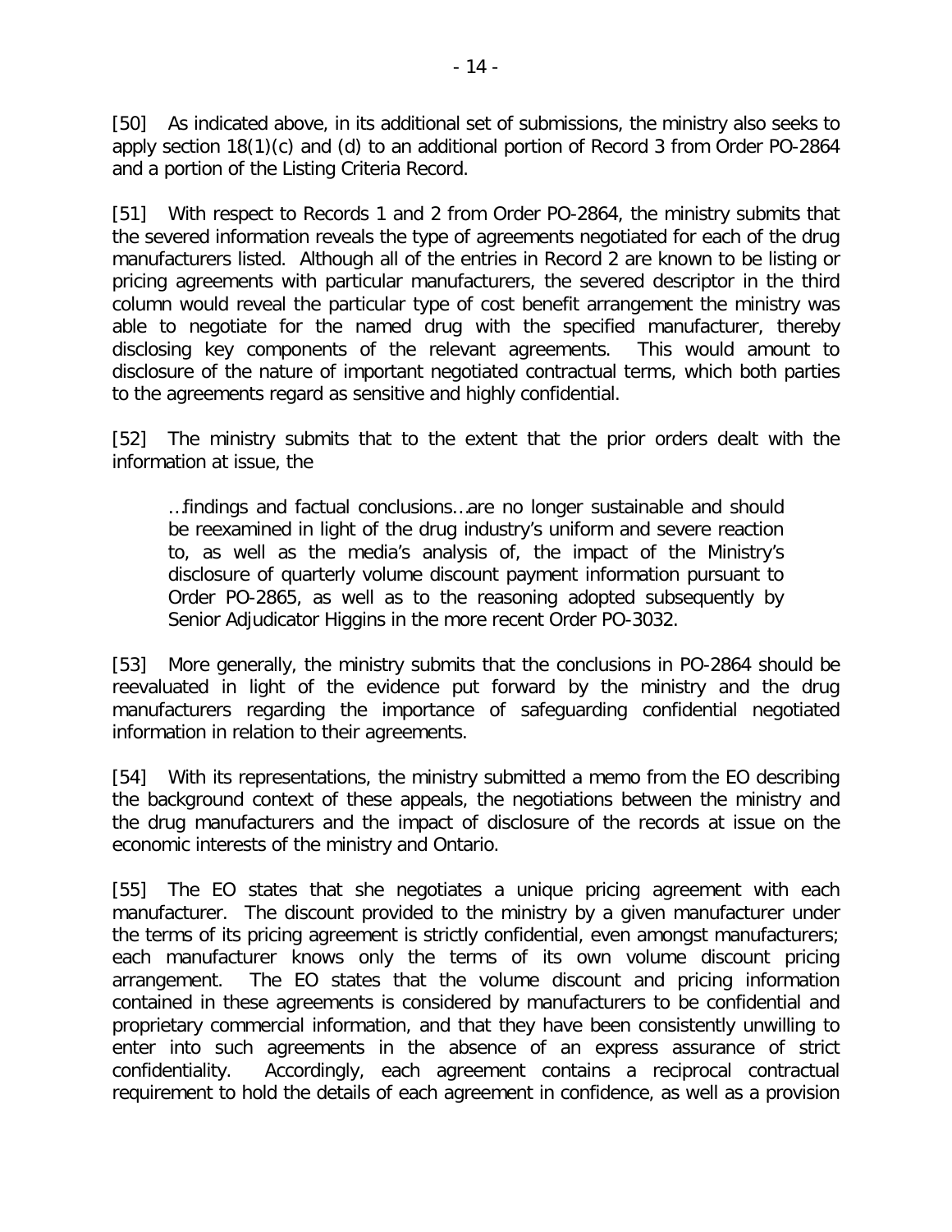[50] As indicated above, in its additional set of submissions, the ministry also seeks to apply section 18(1)(c) and (d) to an additional portion of Record 3 from Order PO-2864 and a portion of the Listing Criteria Record.

[51] With respect to Records 1 and 2 from Order PO-2864, the ministry submits that the severed information reveals the type of agreements negotiated for each of the drug manufacturers listed. Although all of the entries in Record 2 are known to be listing or pricing agreements with particular manufacturers, the severed descriptor in the third column would reveal the particular type of cost benefit arrangement the ministry was able to negotiate for the named drug with the specified manufacturer, thereby disclosing key components of the relevant agreements. This would amount to disclosure of the nature of important negotiated contractual terms, which both parties to the agreements regard as sensitive and highly confidential.

[52] The ministry submits that to the extent that the prior orders dealt with the information at issue, the

> …findings and factual conclusions…are no longer sustainable and should be reexamined in light of the drug industry's uniform and severe reaction to, as well as the media's analysis of, the impact of the Ministry's disclosure of quarterly volume discount payment information pursuant to Order PO-2865, as well as to the reasoning adopted subsequently by Senior Adjudicator Higgins in the more recent Order PO-3032.

[53] More generally, the ministry submits that the conclusions in PO-2864 should be reevaluated in light of the evidence put forward by the ministry and the drug manufacturers regarding the importance of safeguarding confidential negotiated information in relation to their agreements.

[54] With its representations, the ministry submitted a memo from the EO describing the background context of these appeals, the negotiations between the ministry and the drug manufacturers and the impact of disclosure of the records at issue on the economic interests of the ministry and Ontario.

[55] The EO states that she negotiates a unique pricing agreement with each manufacturer. The discount provided to the ministry by a given manufacturer under the terms of its pricing agreement is strictly confidential, even amongst manufacturers; each manufacturer knows only the terms of its own volume discount pricing arrangement. The EO states that the volume discount and pricing information contained in these agreements is considered by manufacturers to be confidential and proprietary commercial information, and that they have been consistently unwilling to enter into such agreements in the absence of an express assurance of strict confidentiality. Accordingly, each agreement contains a reciprocal contractual requirement to hold the details of each agreement in confidence, as well as a provision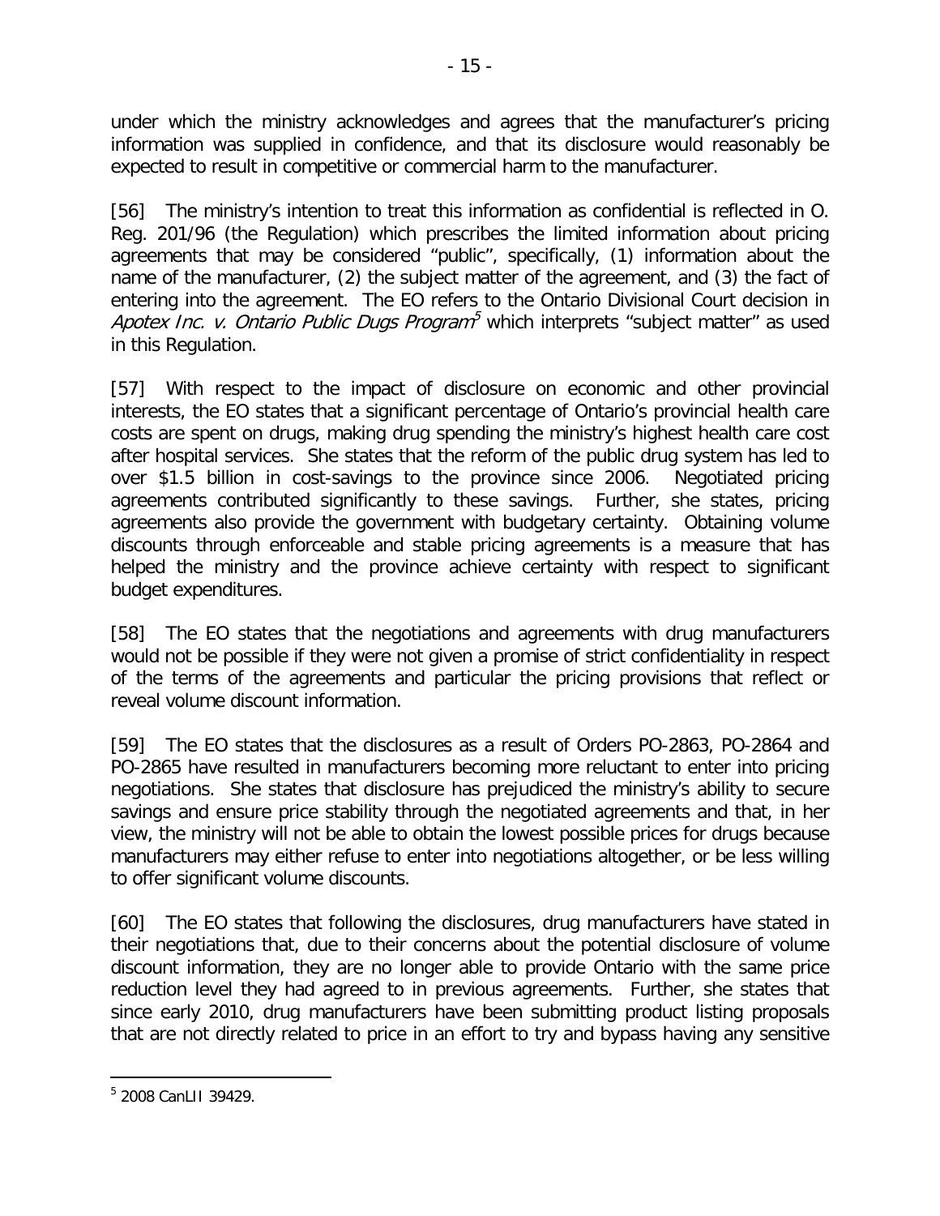under which the ministry acknowledges and agrees that the manufacturer's pricing information was supplied in confidence, and that its disclosure would reasonably be expected to result in competitive or commercial harm to the manufacturer.

[56] The ministry's intention to treat this information as confidential is reflected in O. Reg. 201/96 (the Regulation) which prescribes the limited information about pricing agreements that may be considered "public", specifically, (1) information about the name of the manufacturer, (2) the subject matter of the agreement, and (3) the fact of entering into the agreement. The EO refers to the Ontario Divisional Court decision in *Apotex Inc. v. Ontario Public Dugs Program*[5] which interprets "subject matter" as used in this Regulation.

[57] With respect to the impact of disclosure on economic and other provincial interests, the EO states that a significant percentage of Ontario's provincial health care costs are spent on drugs, making drug spending the ministry's highest health care cost after hospital services. She states that the reform of the public drug system has led to over $1.5 billion in cost-savings to the province since 2006. Negotiated pricing agreements contributed significantly to these savings. Further, she states, pricing agreements also provide the government with budgetary certainty. Obtaining volume discounts through enforceable and stable pricing agreements is a measure that has helped the ministry and the province achieve certainty with respect to significant budget expenditures.

[58] The EO states that the negotiations and agreements with drug manufacturers would not be possible if they were not given a promise of strict confidentiality in respect of the terms of the agreements and particular the pricing provisions that reflect or reveal volume discount information.

[59] The EO states that the disclosures as a result of Orders PO-2863, PO-2864 and PO-2865 have resulted in manufacturers becoming more reluctant to enter into pricing negotiations. She states that disclosure has prejudiced the ministry's ability to secure savings and ensure price stability through the negotiated agreements and that, in her view, the ministry will not be able to obtain the lowest possible prices for drugs because manufacturers may either refuse to enter into negotiations altogether, or be less willing to offer significant volume discounts.

[60] The EO states that following the disclosures, drug manufacturers have stated in their negotiations that, due to their concerns about the potential disclosure of volume discount information, they are no longer able to provide Ontario with the same price reduction level they had agreed to in previous agreements. Further, she states that since early 2010, drug manufacturers have been submitting product listing proposals that are not directly related to price in an effort to try and bypass having any sensitive

---

[5] 2008 CanLII 39429.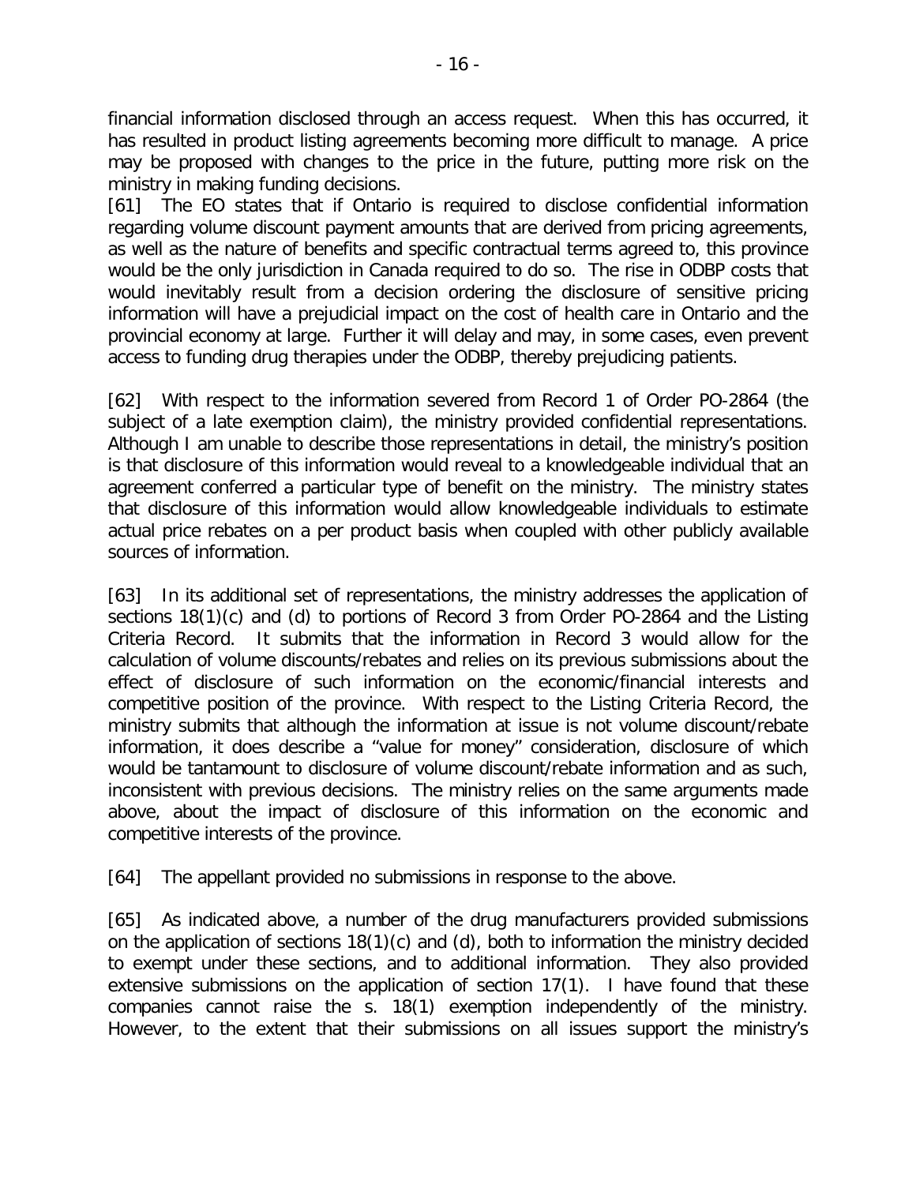financial information disclosed through an access request. When this has occurred, it has resulted in product listing agreements becoming more difficult to manage. A price may be proposed with changes to the price in the future, putting more risk on the ministry in making funding decisions.

[61] The EO states that if Ontario is required to disclose confidential information regarding volume discount payment amounts that are derived from pricing agreements, as well as the nature of benefits and specific contractual terms agreed to, this province would be the only jurisdiction in Canada required to do so. The rise in ODBP costs that would inevitably result from a decision ordering the disclosure of sensitive pricing information will have a prejudicial impact on the cost of health care in Ontario and the provincial economy at large. Further it will delay and may, in some cases, even prevent access to funding drug therapies under the ODBP, thereby prejudicing patients.

[62] With respect to the information severed from Record 1 of Order PO-2864 (the subject of a late exemption claim), the ministry provided confidential representations. Although I am unable to describe those representations in detail, the ministry's position is that disclosure of this information would reveal to a knowledgeable individual that an agreement conferred a particular type of benefit on the ministry. The ministry states that disclosure of this information would allow knowledgeable individuals to estimate actual price rebates on a per product basis when coupled with other publicly available sources of information.

[63] In its additional set of representations, the ministry addresses the application of sections 18(1)(c) and (d) to portions of Record 3 from Order PO-2864 and the Listing Criteria Record. It submits that the information in Record 3 would allow for the calculation of volume discounts/rebates and relies on its previous submissions about the effect of disclosure of such information on the economic/financial interests and competitive position of the province. With respect to the Listing Criteria Record, the ministry submits that although the information at issue is not volume discount/rebate information, it does describe a "value for money" consideration, disclosure of which would be tantamount to disclosure of volume discount/rebate information and as such, inconsistent with previous decisions. The ministry relies on the same arguments made above, about the impact of disclosure of this information on the economic and competitive interests of the province.

[64] The appellant provided no submissions in response to the above.

[65] As indicated above, a number of the drug manufacturers provided submissions on the application of sections 18(1)(c) and (d), both to information the ministry decided to exempt under these sections, and to additional information. They also provided extensive submissions on the application of section 17(1). I have found that these companies cannot raise the s. 18(1) exemption independently of the ministry. However, to the extent that their submissions on all issues support the ministry's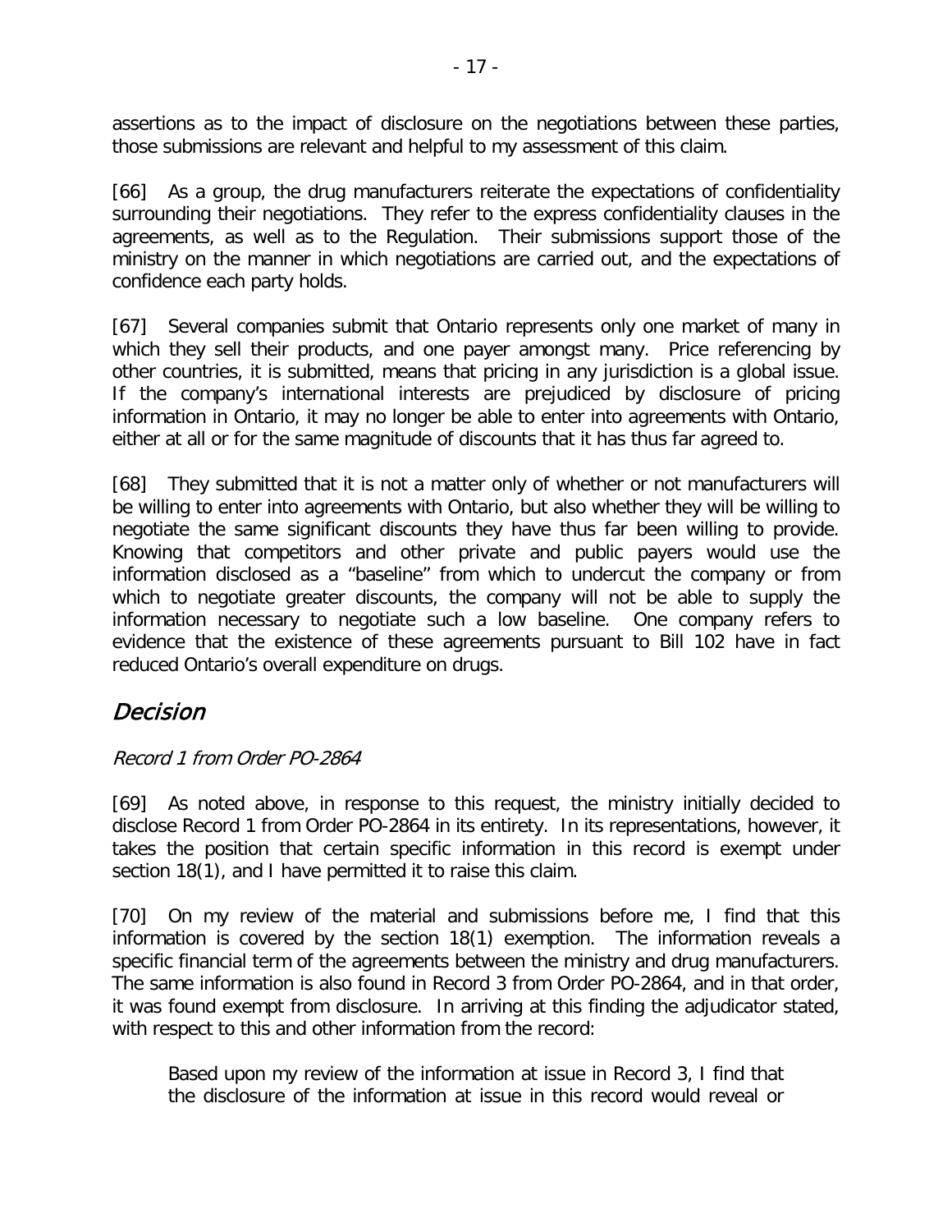assertions as to the impact of disclosure on the negotiations between these parties, those submissions are relevant and helpful to my assessment of this claim.

[66] As a group, the drug manufacturers reiterate the expectations of confidentiality surrounding their negotiations. They refer to the express confidentiality clauses in the agreements, as well as to the Regulation. Their submissions support those of the ministry on the manner in which negotiations are carried out, and the expectations of confidence each party holds.

[67] Several companies submit that Ontario represents only one market of many in which they sell their products, and one payer amongst many. Price referencing by other countries, it is submitted, means that pricing in any jurisdiction is a global issue. If the company's international interests are prejudiced by disclosure of pricing information in Ontario, it may no longer be able to enter into agreements with Ontario, either at all or for the same magnitude of discounts that it has thus far agreed to.

[68] They submitted that it is not a matter only of whether or not manufacturers will be willing to enter into agreements with Ontario, but also whether they will be willing to negotiate the same significant discounts they have thus far been willing to provide. Knowing that competitors and other private and public payers would use the information disclosed as a "baseline" from which to undercut the company or from which to negotiate greater discounts, the company will not be able to supply the information necessary to negotiate such a low baseline. One company refers to evidence that the existence of these agreements pursuant to Bill 102 have in fact reduced Ontario's overall expenditure on drugs.

## *Decision*

### *Record 1 from Order PO-2864*

[69] As noted above, in response to this request, the ministry initially decided to disclose Record 1 from Order PO-2864 in its entirety. In its representations, however, it takes the position that certain specific information in this record is exempt under section 18(1), and I have permitted it to raise this claim.

[70] On my review of the material and submissions before me, I find that this information is covered by the section 18(1) exemption. The information reveals a specific financial term of the agreements between the ministry and drug manufacturers. The same information is also found in Record 3 from Order PO-2864, and in that order, it was found exempt from disclosure. In arriving at this finding the adjudicator stated, with respect to this and other information from the record:

> Based upon my review of the information at issue in Record 3, I find that the disclosure of the information at issue in this record would reveal or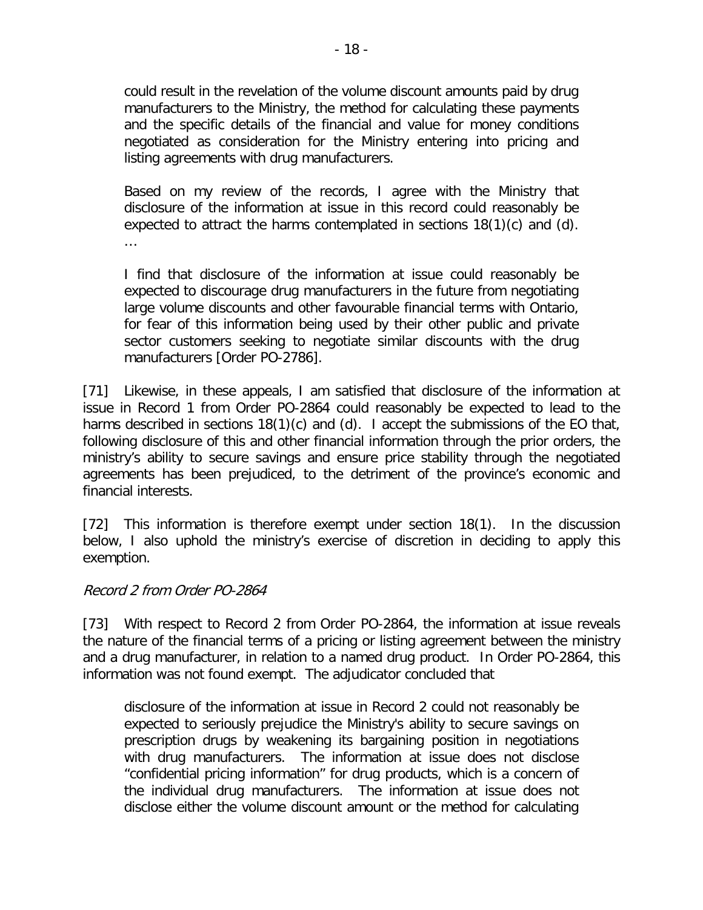> could result in the revelation of the volume discount amounts paid by drug manufacturers to the Ministry, the method for calculating these payments and the specific details of the financial and value for money conditions negotiated as consideration for the Ministry entering into pricing and listing agreements with drug manufacturers.
>
> Based on my review of the records, I agree with the Ministry that disclosure of the information at issue in this record could reasonably be expected to attract the harms contemplated in sections 18(1)(c) and (d). …
>
> I find that disclosure of the information at issue could reasonably be expected to discourage drug manufacturers in the future from negotiating large volume discounts and other favourable financial terms with Ontario, for fear of this information being used by their other public and private sector customers seeking to negotiate similar discounts with the drug manufacturers [Order PO-2786].

[71] Likewise, in these appeals, I am satisfied that disclosure of the information at issue in Record 1 from Order PO-2864 could reasonably be expected to lead to the harms described in sections 18(1)(c) and (d). I accept the submissions of the EO that, following disclosure of this and other financial information through the prior orders, the ministry's ability to secure savings and ensure price stability through the negotiated agreements has been prejudiced, to the detriment of the province's economic and financial interests.

[72] This information is therefore exempt under section 18(1). In the discussion below, I also uphold the ministry's exercise of discretion in deciding to apply this exemption.

*Record 2 from Order PO-2864*

[73] With respect to Record 2 from Order PO-2864, the information at issue reveals the nature of the financial terms of a pricing or listing agreement between the ministry and a drug manufacturer, in relation to a named drug product. In Order PO-2864, this information was not found exempt. The adjudicator concluded that

> disclosure of the information at issue in Record 2 could not reasonably be expected to seriously prejudice the Ministry's ability to secure savings on prescription drugs by weakening its bargaining position in negotiations with drug manufacturers. The information at issue does not disclose "confidential pricing information" for drug products, which is a concern of the individual drug manufacturers. The information at issue does not disclose either the volume discount amount or the method for calculating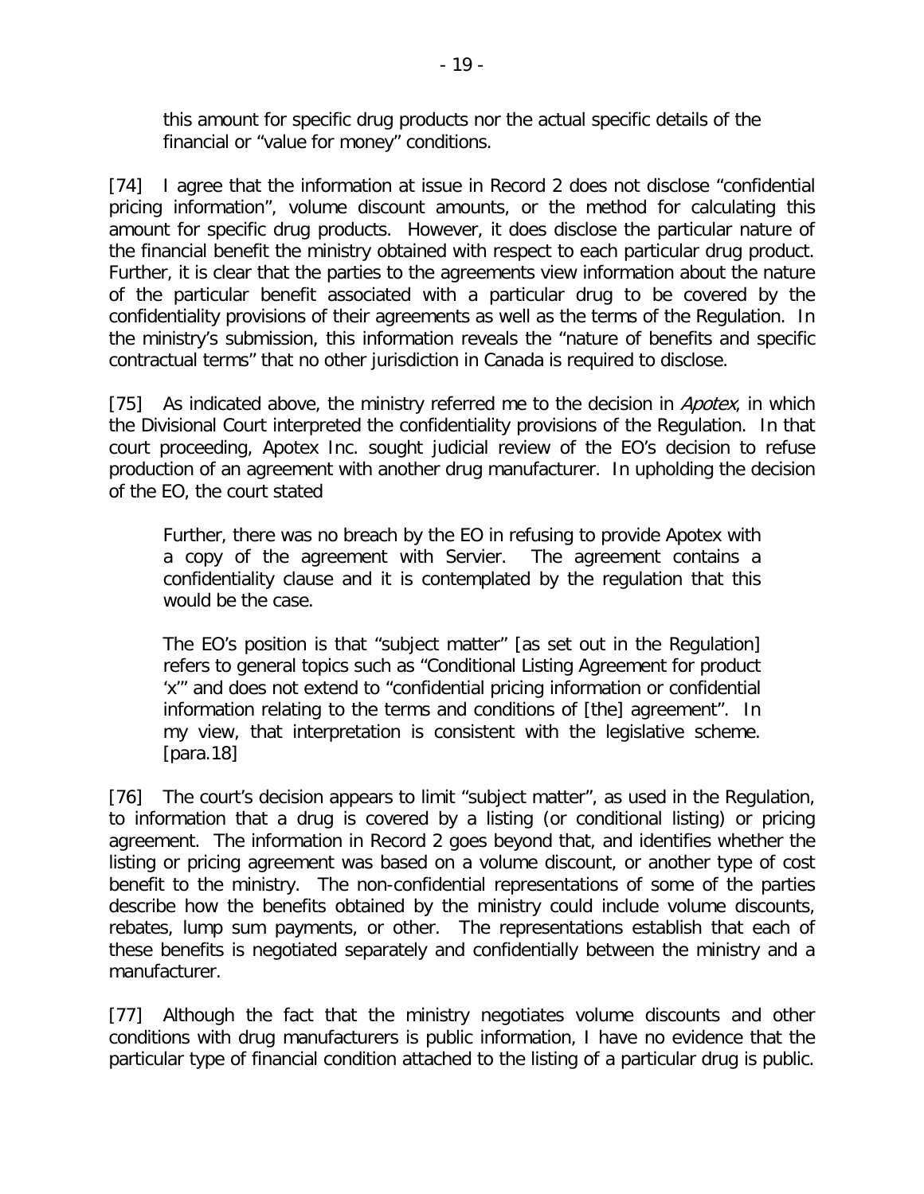this amount for specific drug products nor the actual specific details of the financial or "value for money" conditions.

[74] I agree that the information at issue in Record 2 does not disclose "confidential pricing information", volume discount amounts, or the method for calculating this amount for specific drug products. However, it does disclose the particular nature of the financial benefit the ministry obtained with respect to each particular drug product. Further, it is clear that the parties to the agreements view information about the nature of the particular benefit associated with a particular drug to be covered by the confidentiality provisions of their agreements as well as the terms of the Regulation. In the ministry's submission, this information reveals the "nature of benefits and specific contractual terms" that no other jurisdiction in Canada is required to disclose.

[75] As indicated above, the ministry referred me to the decision in *Apotex*, in which the Divisional Court interpreted the confidentiality provisions of the Regulation. In that court proceeding, Apotex Inc. sought judicial review of the EO's decision to refuse production of an agreement with another drug manufacturer. In upholding the decision of the EO, the court stated

> Further, there was no breach by the EO in refusing to provide Apotex with a copy of the agreement with Servier. The agreement contains a confidentiality clause and it is contemplated by the regulation that this would be the case.
>
> The EO's position is that "subject matter" [as set out in the Regulation] refers to general topics such as "Conditional Listing Agreement for product 'x'" and does not extend to "confidential pricing information or confidential information relating to the terms and conditions of [the] agreement". In my view, that interpretation is consistent with the legislative scheme. [para.18]

[76] The court's decision appears to limit "subject matter", as used in the Regulation, to information that a drug is covered by a listing (or conditional listing) or pricing agreement. The information in Record 2 goes beyond that, and identifies whether the listing or pricing agreement was based on a volume discount, or another type of cost benefit to the ministry. The non-confidential representations of some of the parties describe how the benefits obtained by the ministry could include volume discounts, rebates, lump sum payments, or other. The representations establish that each of these benefits is negotiated separately and confidentially between the ministry and a manufacturer.

[77] Although the fact that the ministry negotiates volume discounts and other conditions with drug manufacturers is public information, I have no evidence that the particular type of financial condition attached to the listing of a particular drug is public.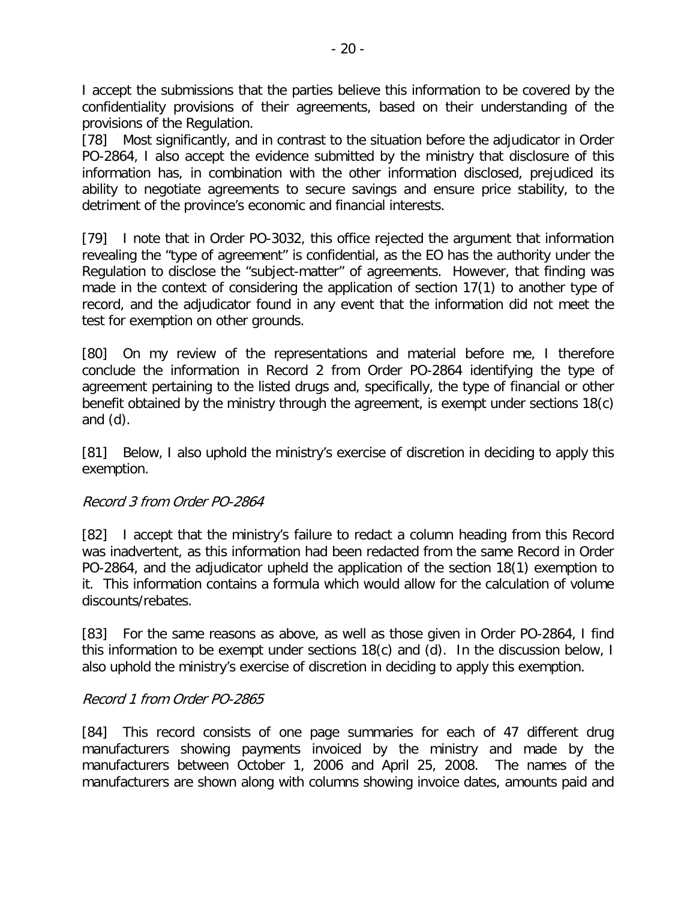I accept the submissions that the parties believe this information to be covered by the confidentiality provisions of their agreements, based on their understanding of the provisions of the Regulation.

[78] Most significantly, and in contrast to the situation before the adjudicator in Order PO-2864, I also accept the evidence submitted by the ministry that disclosure of this information has, in combination with the other information disclosed, prejudiced its ability to negotiate agreements to secure savings and ensure price stability, to the detriment of the province's economic and financial interests.

[79] I note that in Order PO-3032, this office rejected the argument that information revealing the "type of agreement" is confidential, as the EO has the authority under the Regulation to disclose the "subject-matter" of agreements. However, that finding was made in the context of considering the application of section 17(1) to another type of record, and the adjudicator found in any event that the information did not meet the test for exemption on other grounds.

[80] On my review of the representations and material before me, I therefore conclude the information in Record 2 from Order PO-2864 identifying the type of agreement pertaining to the listed drugs and, specifically, the type of financial or other benefit obtained by the ministry through the agreement, is exempt under sections 18(c) and (d).

[81] Below, I also uphold the ministry's exercise of discretion in deciding to apply this exemption.

*Record 3 from Order PO-2864*

[82] I accept that the ministry's failure to redact a column heading from this Record was inadvertent, as this information had been redacted from the same Record in Order PO-2864, and the adjudicator upheld the application of the section 18(1) exemption to it. This information contains a formula which would allow for the calculation of volume discounts/rebates.

[83] For the same reasons as above, as well as those given in Order PO-2864, I find this information to be exempt under sections 18(c) and (d). In the discussion below, I also uphold the ministry's exercise of discretion in deciding to apply this exemption.

*Record 1 from Order PO-2865*

[84] This record consists of one page summaries for each of 47 different drug manufacturers showing payments invoiced by the ministry and made by the manufacturers between October 1, 2006 and April 25, 2008. The names of the manufacturers are shown along with columns showing invoice dates, amounts paid and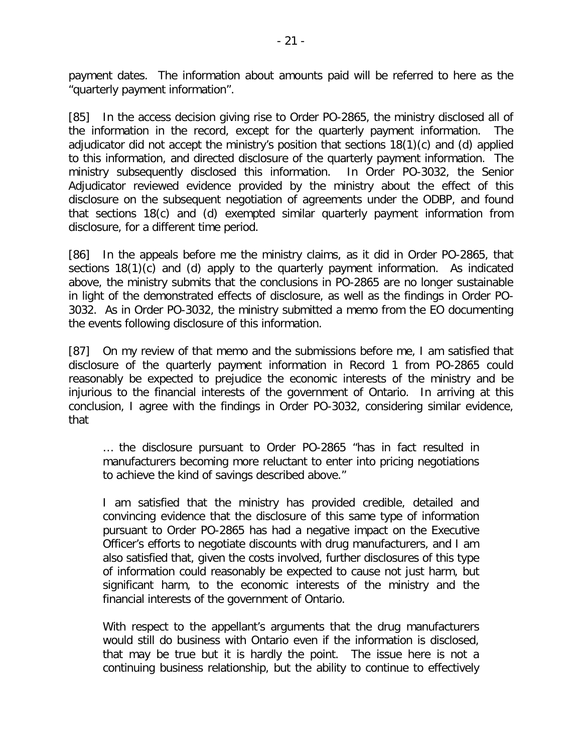payment dates. The information about amounts paid will be referred to here as the "quarterly payment information".

[85] In the access decision giving rise to Order PO-2865, the ministry disclosed all of the information in the record, except for the quarterly payment information. The adjudicator did not accept the ministry's position that sections 18(1)(c) and (d) applied to this information, and directed disclosure of the quarterly payment information. The ministry subsequently disclosed this information. In Order PO-3032, the Senior Adjudicator reviewed evidence provided by the ministry about the effect of this disclosure on the subsequent negotiation of agreements under the ODBP, and found that sections 18(c) and (d) exempted similar quarterly payment information from disclosure, for a different time period.

[86] In the appeals before me the ministry claims, as it did in Order PO-2865, that sections 18(1)(c) and (d) apply to the quarterly payment information. As indicated above, the ministry submits that the conclusions in PO-2865 are no longer sustainable in light of the demonstrated effects of disclosure, as well as the findings in Order PO-3032. As in Order PO-3032, the ministry submitted a memo from the EO documenting the events following disclosure of this information.

[87] On my review of that memo and the submissions before me, I am satisfied that disclosure of the quarterly payment information in Record 1 from PO-2865 could reasonably be expected to prejudice the economic interests of the ministry and be injurious to the financial interests of the government of Ontario. In arriving at this conclusion, I agree with the findings in Order PO-3032, considering similar evidence, that

> … the disclosure pursuant to Order PO-2865 "has in fact resulted in manufacturers becoming more reluctant to enter into pricing negotiations to achieve the kind of savings described above."
>
> I am satisfied that the ministry has provided credible, detailed and convincing evidence that the disclosure of this same type of information pursuant to Order PO-2865 has had a negative impact on the Executive Officer's efforts to negotiate discounts with drug manufacturers, and I am also satisfied that, given the costs involved, further disclosures of this type of information could reasonably be expected to cause not just harm, but significant harm, to the economic interests of the ministry and the financial interests of the government of Ontario.
>
> With respect to the appellant's arguments that the drug manufacturers would still do business with Ontario even if the information is disclosed, that may be true but it is hardly the point. The issue here is not a continuing business relationship, but the ability to continue to effectively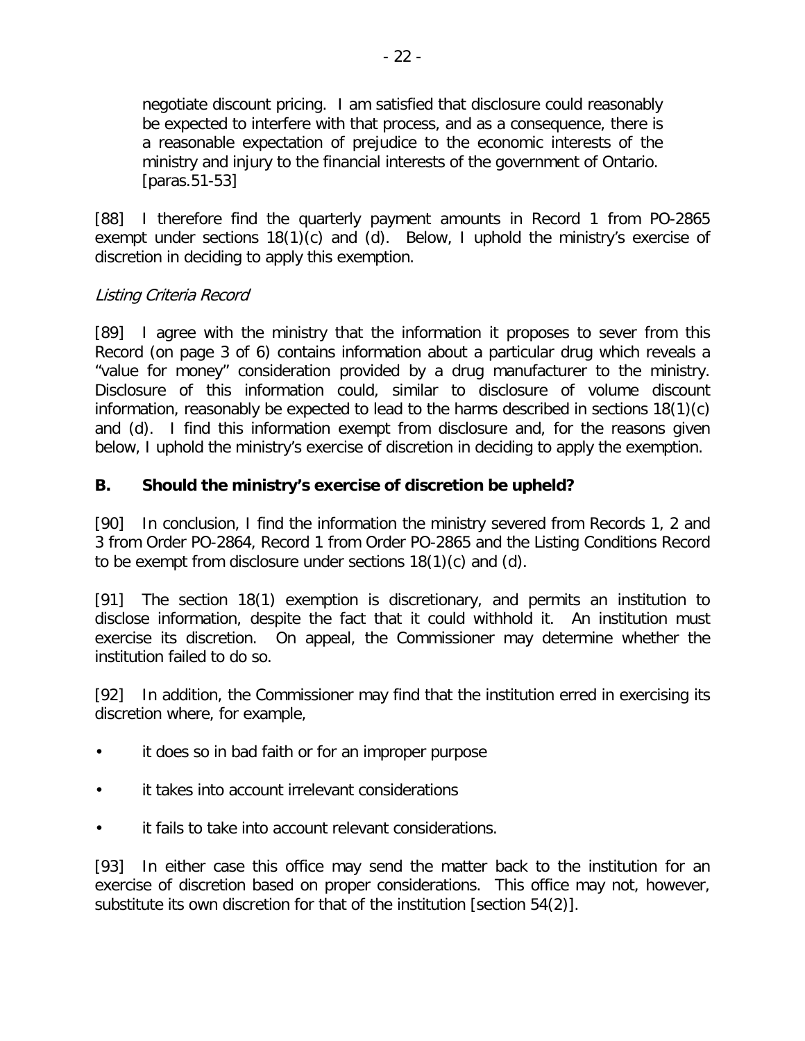> negotiate discount pricing. I am satisfied that disclosure could reasonably be expected to interfere with that process, and as a consequence, there is a reasonable expectation of prejudice to the economic interests of the ministry and injury to the financial interests of the government of Ontario. [paras.51-53]

[88] I therefore find the quarterly payment amounts in Record 1 from PO-2865 exempt under sections 18(1)(c) and (d). Below, I uphold the ministry's exercise of discretion in deciding to apply this exemption.

*Listing Criteria Record*

[89] I agree with the ministry that the information it proposes to sever from this Record (on page 3 of 6) contains information about a particular drug which reveals a "value for money" consideration provided by a drug manufacturer to the ministry. Disclosure of this information could, similar to disclosure of volume discount information, reasonably be expected to lead to the harms described in sections 18(1)(c) and (d). I find this information exempt from disclosure and, for the reasons given below, I uphold the ministry's exercise of discretion in deciding to apply the exemption.

## B. Should the ministry's exercise of discretion be upheld?

[90] In conclusion, I find the information the ministry severed from Records 1, 2 and 3 from Order PO-2864, Record 1 from Order PO-2865 and the Listing Conditions Record to be exempt from disclosure under sections 18(1)(c) and (d).

[91] The section 18(1) exemption is discretionary, and permits an institution to disclose information, despite the fact that it could withhold it. An institution must exercise its discretion. On appeal, the Commissioner may determine whether the institution failed to do so.

[92] In addition, the Commissioner may find that the institution erred in exercising its discretion where, for example,

- it does so in bad faith or for an improper purpose
- it takes into account irrelevant considerations
- it fails to take into account relevant considerations.

[93] In either case this office may send the matter back to the institution for an exercise of discretion based on proper considerations. This office may not, however, substitute its own discretion for that of the institution [section 54(2)].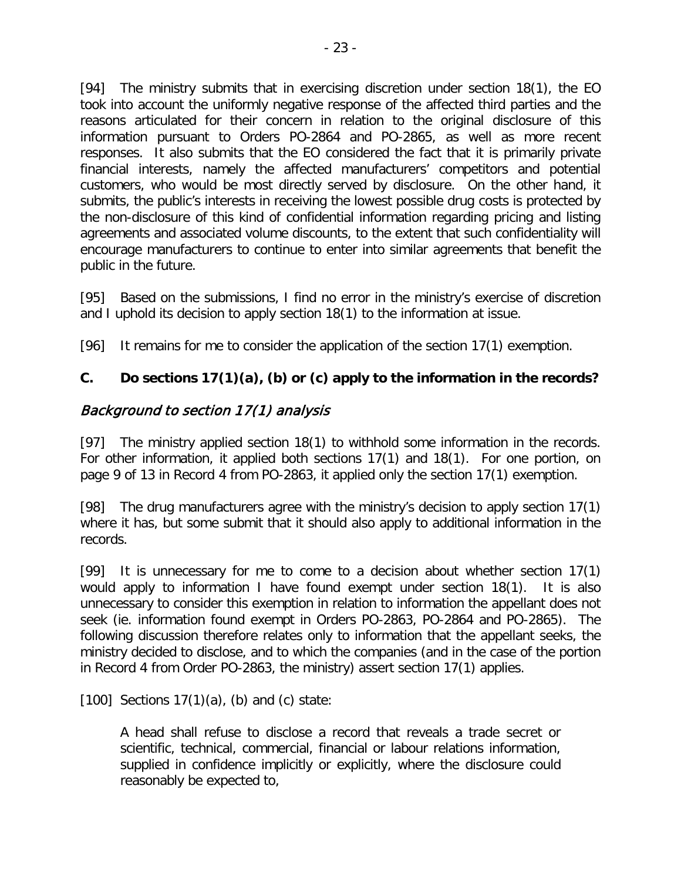[94] The ministry submits that in exercising discretion under section 18(1), the EO took into account the uniformly negative response of the affected third parties and the reasons articulated for their concern in relation to the original disclosure of this information pursuant to Orders PO-2864 and PO-2865, as well as more recent responses. It also submits that the EO considered the fact that it is primarily private financial interests, namely the affected manufacturers' competitors and potential customers, who would be most directly served by disclosure. On the other hand, it submits, the public's interests in receiving the lowest possible drug costs is protected by the non-disclosure of this kind of confidential information regarding pricing and listing agreements and associated volume discounts, to the extent that such confidentiality will encourage manufacturers to continue to enter into similar agreements that benefit the public in the future.

[95] Based on the submissions, I find no error in the ministry's exercise of discretion and I uphold its decision to apply section 18(1) to the information at issue.

[96] It remains for me to consider the application of the section 17(1) exemption.

## C. Do sections 17(1)(a), (b) or (c) apply to the information in the records?

### *Background to section 17(1) analysis*

[97] The ministry applied section 18(1) to withhold some information in the records. For other information, it applied both sections 17(1) and 18(1). For one portion, on page 9 of 13 in Record 4 from PO-2863, it applied only the section 17(1) exemption.

[98] The drug manufacturers agree with the ministry's decision to apply section 17(1) where it has, but some submit that it should also apply to additional information in the records.

[99] It is unnecessary for me to come to a decision about whether section 17(1) would apply to information I have found exempt under section 18(1). It is also unnecessary to consider this exemption in relation to information the appellant does not seek (ie. information found exempt in Orders PO-2863, PO-2864 and PO-2865). The following discussion therefore relates only to information that the appellant seeks, the ministry decided to disclose, and to which the companies (and in the case of the portion in Record 4 from Order PO-2863, the ministry) assert section 17(1) applies.

[100] Sections 17(1)(a), (b) and (c) state:

> A head shall refuse to disclose a record that reveals a trade secret or scientific, technical, commercial, financial or labour relations information, supplied in confidence implicitly or explicitly, where the disclosure could reasonably be expected to,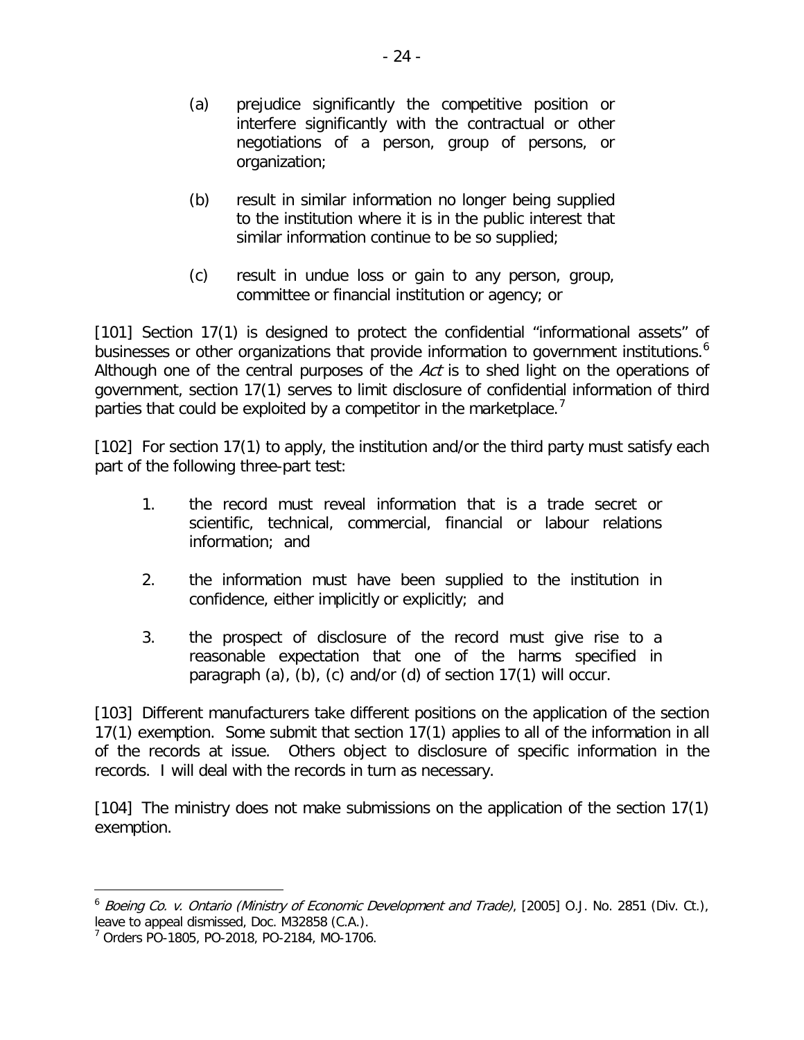(a) prejudice significantly the competitive position or interfere significantly with the contractual or other negotiations of a person, group of persons, or organization;

(b) result in similar information no longer being supplied to the institution where it is in the public interest that similar information continue to be so supplied;

(c) result in undue loss or gain to any person, group, committee or financial institution or agency; or

[101] Section 17(1) is designed to protect the confidential "informational assets" of businesses or other organizations that provide information to government institutions.[6] Although one of the central purposes of the *Act* is to shed light on the operations of government, section 17(1) serves to limit disclosure of confidential information of third parties that could be exploited by a competitor in the marketplace.[7]

[102] For section 17(1) to apply, the institution and/or the third party must satisfy each part of the following three-part test:

1. the record must reveal information that is a trade secret or scientific, technical, commercial, financial or labour relations information; and

2. the information must have been supplied to the institution in confidence, either implicitly or explicitly; and

3. the prospect of disclosure of the record must give rise to a reasonable expectation that one of the harms specified in paragraph (a), (b), (c) and/or (d) of section 17(1) will occur.

[103] Different manufacturers take different positions on the application of the section 17(1) exemption. Some submit that section 17(1) applies to all of the information in all of the records at issue. Others object to disclosure of specific information in the records. I will deal with the records in turn as necessary.

[104] The ministry does not make submissions on the application of the section 17(1) exemption.

---

[6] *Boeing Co. v. Ontario (Ministry of Economic Development and Trade)*, [2005] O.J. No. 2851 (Div. Ct.), leave to appeal dismissed, Doc. M32858 (C.A.).

[7] Orders PO-1805, PO-2018, PO-2184, MO-1706.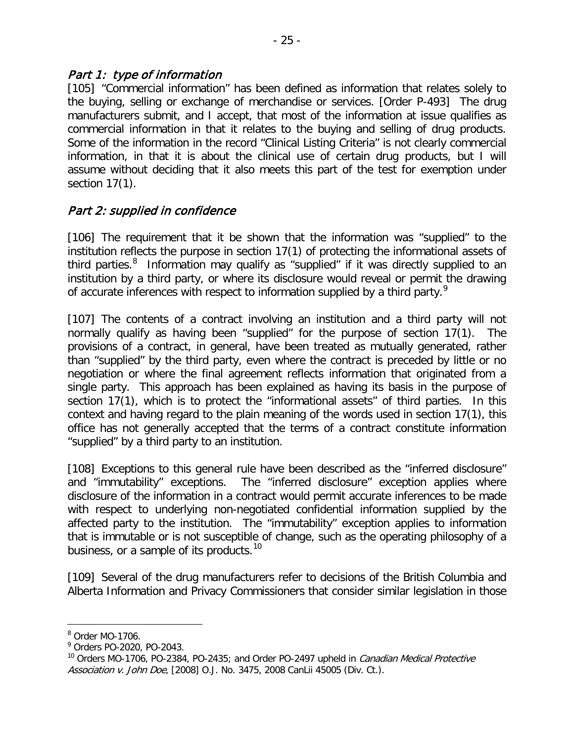## *Part 1: type of information*

[105] "Commercial information" has been defined as information that relates solely to the buying, selling or exchange of merchandise or services. [Order P-493] The drug manufacturers submit, and I accept, that most of the information at issue qualifies as commercial information in that it relates to the buying and selling of drug products. Some of the information in the record "Clinical Listing Criteria" is not clearly commercial information, in that it is about the clinical use of certain drug products, but I will assume without deciding that it also meets this part of the test for exemption under section 17(1).

## *Part 2: supplied in confidence*

[106] The requirement that it be shown that the information was "supplied" to the institution reflects the purpose in section 17(1) of protecting the informational assets of third parties.[8] Information may qualify as "supplied" if it was directly supplied to an institution by a third party, or where its disclosure would reveal or permit the drawing of accurate inferences with respect to information supplied by a third party.[9]

[107] The contents of a contract involving an institution and a third party will not normally qualify as having been "supplied" for the purpose of section 17(1). The provisions of a contract, in general, have been treated as mutually generated, rather than "supplied" by the third party, even where the contract is preceded by little or no negotiation or where the final agreement reflects information that originated from a single party. This approach has been explained as having its basis in the purpose of section 17(1), which is to protect the "informational assets" of third parties. In this context and having regard to the plain meaning of the words used in section 17(1), this office has not generally accepted that the terms of a contract constitute information "supplied" by a third party to an institution.

[108] Exceptions to this general rule have been described as the "inferred disclosure" and "immutability" exceptions. The "inferred disclosure" exception applies where disclosure of the information in a contract would permit accurate inferences to be made with respect to underlying non-negotiated confidential information supplied by the affected party to the institution. The "immutability" exception applies to information that is immutable or is not susceptible of change, such as the operating philosophy of a business, or a sample of its products.[10]

[109] Several of the drug manufacturers refer to decisions of the British Columbia and Alberta Information and Privacy Commissioners that consider similar legislation in those

---

[8] Order MO-1706.

[9] Orders PO-2020, PO-2043.

[10] Orders MO-1706, PO-2384, PO-2435; and Order PO-2497 upheld in *Canadian Medical Protective Association v. John Doe*, [2008] O.J. No. 3475, 2008 CanLii 45005 (Div. Ct.).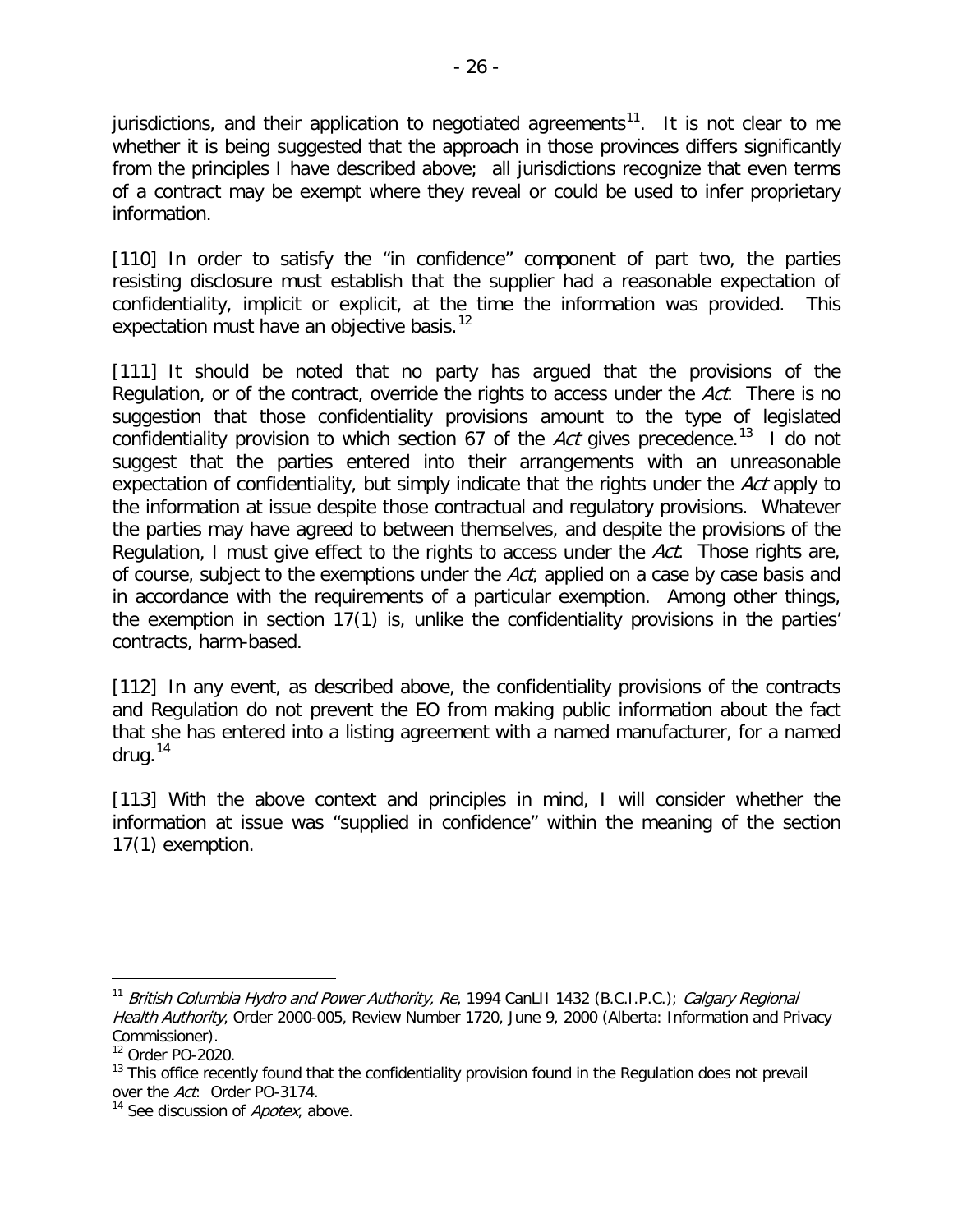jurisdictions, and their application to negotiated agreements[11]. It is not clear to me whether it is being suggested that the approach in those provinces differs significantly from the principles I have described above; all jurisdictions recognize that even terms of a contract may be exempt where they reveal or could be used to infer proprietary information.

[110] In order to satisfy the "in confidence" component of part two, the parties resisting disclosure must establish that the supplier had a reasonable expectation of confidentiality, implicit or explicit, at the time the information was provided. This expectation must have an objective basis.[12]

[111] It should be noted that no party has argued that the provisions of the Regulation, or of the contract, override the rights to access under the *Act*. There is no suggestion that those confidentiality provisions amount to the type of legislated confidentiality provision to which section 67 of the *Act* gives precedence.[13] I do not suggest that the parties entered into their arrangements with an unreasonable expectation of confidentiality, but simply indicate that the rights under the *Act* apply to the information at issue despite those contractual and regulatory provisions. Whatever the parties may have agreed to between themselves, and despite the provisions of the Regulation, I must give effect to the rights to access under the *Act*. Those rights are, of course, subject to the exemptions under the *Act*, applied on a case by case basis and in accordance with the requirements of a particular exemption. Among other things, the exemption in section 17(1) is, unlike the confidentiality provisions in the parties' contracts, harm-based.

[112] In any event, as described above, the confidentiality provisions of the contracts and Regulation do not prevent the EO from making public information about the fact that she has entered into a listing agreement with a named manufacturer, for a named drug.[14]

[113] With the above context and principles in mind, I will consider whether the information at issue was "supplied in confidence" within the meaning of the section 17(1) exemption.

---

[11] *British Columbia Hydro and Power Authority, Re*, 1994 CanLII 1432 (B.C.I.P.C.); *Calgary Regional Health Authority*, Order 2000-005, Review Number 1720, June 9, 2000 (Alberta: Information and Privacy Commissioner).

[12] Order PO-2020.

[13] This office recently found that the confidentiality provision found in the Regulation does not prevail over the *Act*: Order PO-3174.

[14] See discussion of *Apotex*, above.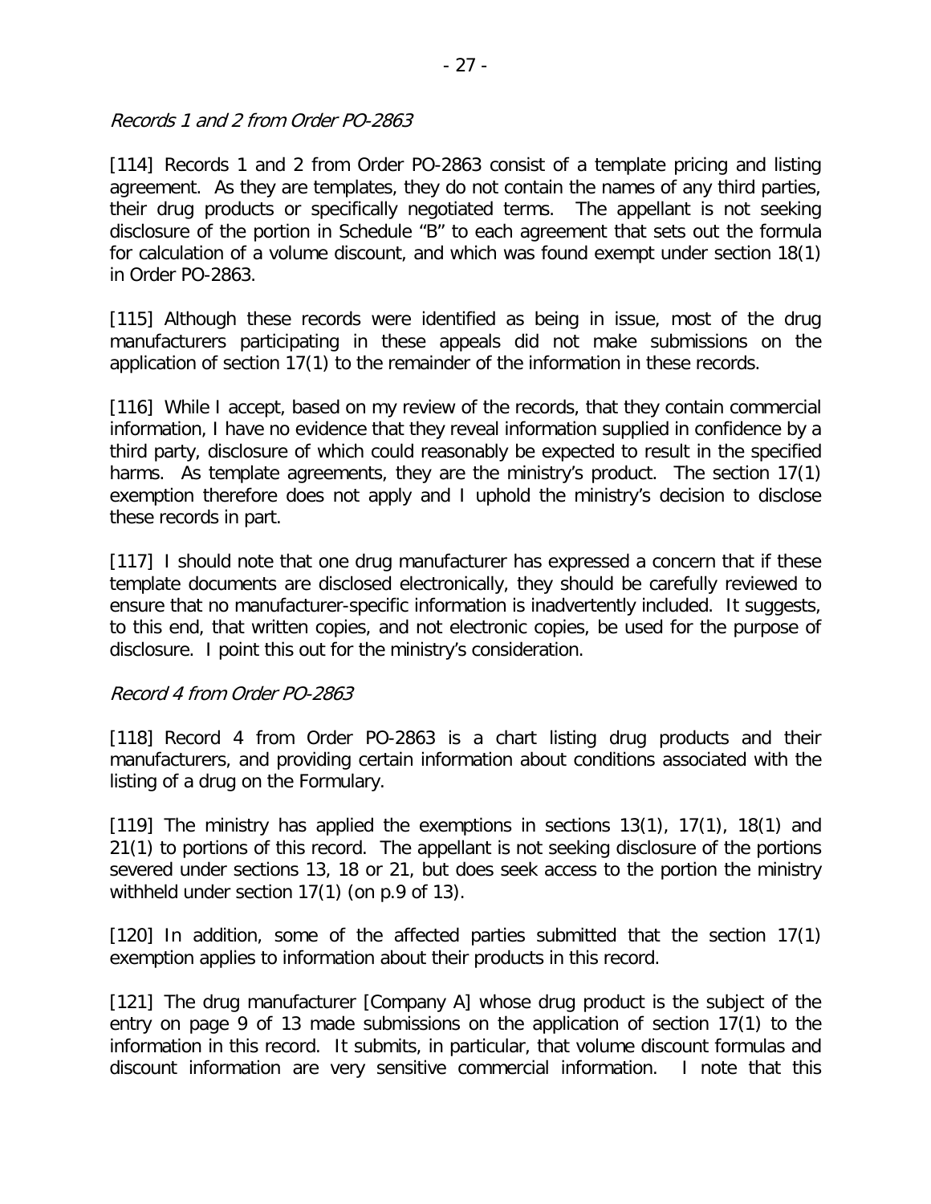*Records 1 and 2 from Order PO-2863*

[114] Records 1 and 2 from Order PO-2863 consist of a template pricing and listing agreement. As they are templates, they do not contain the names of any third parties, their drug products or specifically negotiated terms. The appellant is not seeking disclosure of the portion in Schedule "B" to each agreement that sets out the formula for calculation of a volume discount, and which was found exempt under section 18(1) in Order PO-2863.

[115] Although these records were identified as being in issue, most of the drug manufacturers participating in these appeals did not make submissions on the application of section 17(1) to the remainder of the information in these records.

[116] While I accept, based on my review of the records, that they contain commercial information, I have no evidence that they reveal information supplied in confidence by a third party, disclosure of which could reasonably be expected to result in the specified harms. As template agreements, they are the ministry's product. The section 17(1) exemption therefore does not apply and I uphold the ministry's decision to disclose these records in part.

[117] I should note that one drug manufacturer has expressed a concern that if these template documents are disclosed electronically, they should be carefully reviewed to ensure that no manufacturer-specific information is inadvertently included. It suggests, to this end, that written copies, and not electronic copies, be used for the purpose of disclosure. I point this out for the ministry's consideration.

*Record 4 from Order PO-2863*

[118] Record 4 from Order PO-2863 is a chart listing drug products and their manufacturers, and providing certain information about conditions associated with the listing of a drug on the Formulary.

[119] The ministry has applied the exemptions in sections 13(1), 17(1), 18(1) and 21(1) to portions of this record. The appellant is not seeking disclosure of the portions severed under sections 13, 18 or 21, but does seek access to the portion the ministry withheld under section 17(1) (on p.9 of 13).

[120] In addition, some of the affected parties submitted that the section 17(1) exemption applies to information about their products in this record.

[121] The drug manufacturer [Company A] whose drug product is the subject of the entry on page 9 of 13 made submissions on the application of section 17(1) to the information in this record. It submits, in particular, that volume discount formulas and discount information are very sensitive commercial information. I note that this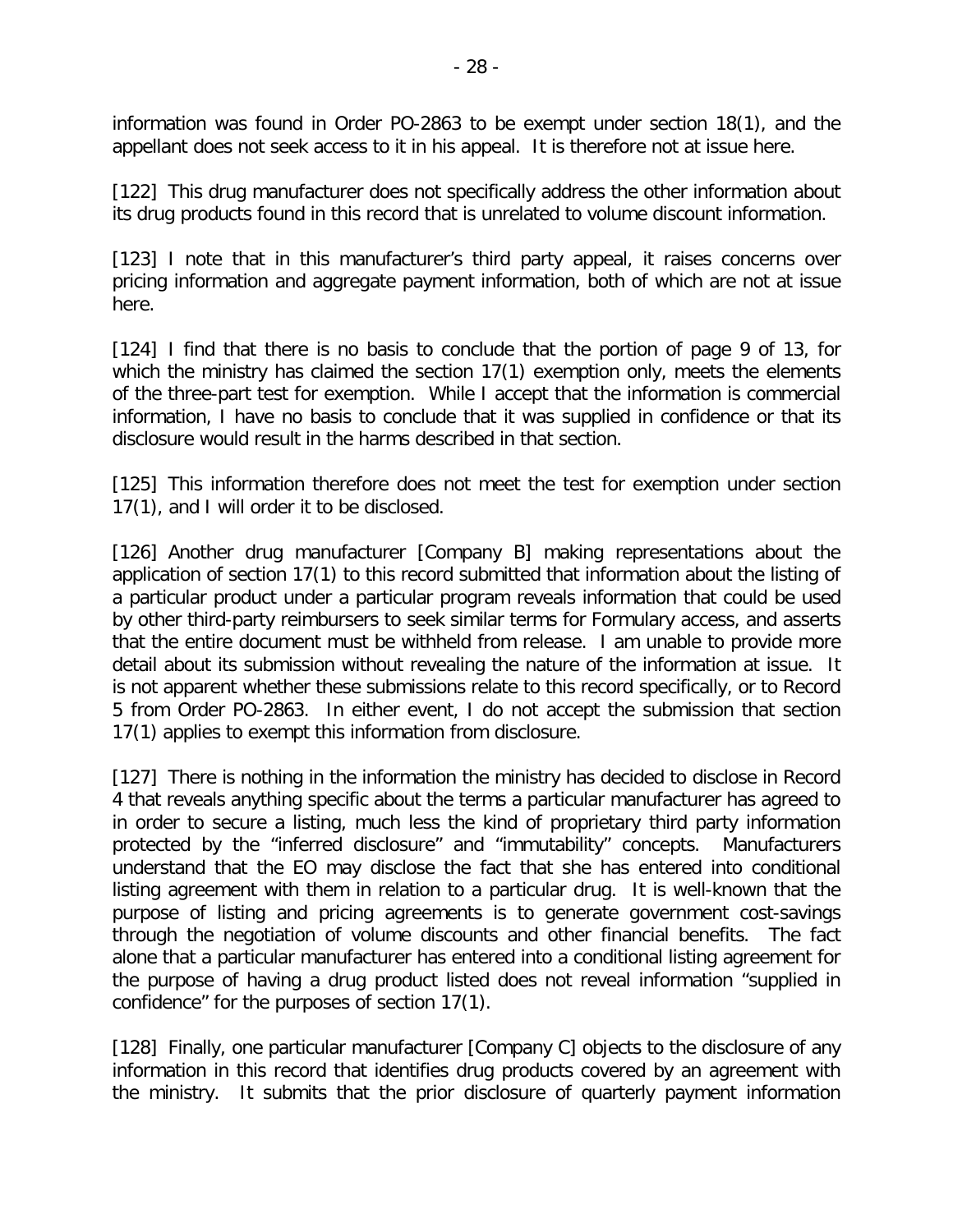information was found in Order PO-2863 to be exempt under section 18(1), and the appellant does not seek access to it in his appeal. It is therefore not at issue here.

[122] This drug manufacturer does not specifically address the other information about its drug products found in this record that is unrelated to volume discount information.

[123] I note that in this manufacturer's third party appeal, it raises concerns over pricing information and aggregate payment information, both of which are not at issue here.

[124] I find that there is no basis to conclude that the portion of page 9 of 13, for which the ministry has claimed the section 17(1) exemption only, meets the elements of the three-part test for exemption. While I accept that the information is commercial information, I have no basis to conclude that it was supplied in confidence or that its disclosure would result in the harms described in that section.

[125] This information therefore does not meet the test for exemption under section 17(1), and I will order it to be disclosed.

[126] Another drug manufacturer [Company B] making representations about the application of section 17(1) to this record submitted that information about the listing of a particular product under a particular program reveals information that could be used by other third-party reimbursers to seek similar terms for Formulary access, and asserts that the entire document must be withheld from release. I am unable to provide more detail about its submission without revealing the nature of the information at issue. It is not apparent whether these submissions relate to this record specifically, or to Record 5 from Order PO-2863. In either event, I do not accept the submission that section 17(1) applies to exempt this information from disclosure.

[127] There is nothing in the information the ministry has decided to disclose in Record 4 that reveals anything specific about the terms a particular manufacturer has agreed to in order to secure a listing, much less the kind of proprietary third party information protected by the "inferred disclosure" and "immutability" concepts. Manufacturers understand that the EO may disclose the fact that she has entered into conditional listing agreement with them in relation to a particular drug. It is well-known that the purpose of listing and pricing agreements is to generate government cost-savings through the negotiation of volume discounts and other financial benefits. The fact alone that a particular manufacturer has entered into a conditional listing agreement for the purpose of having a drug product listed does not reveal information "supplied in confidence" for the purposes of section 17(1).

[128] Finally, one particular manufacturer [Company C] objects to the disclosure of any information in this record that identifies drug products covered by an agreement with the ministry. It submits that the prior disclosure of quarterly payment information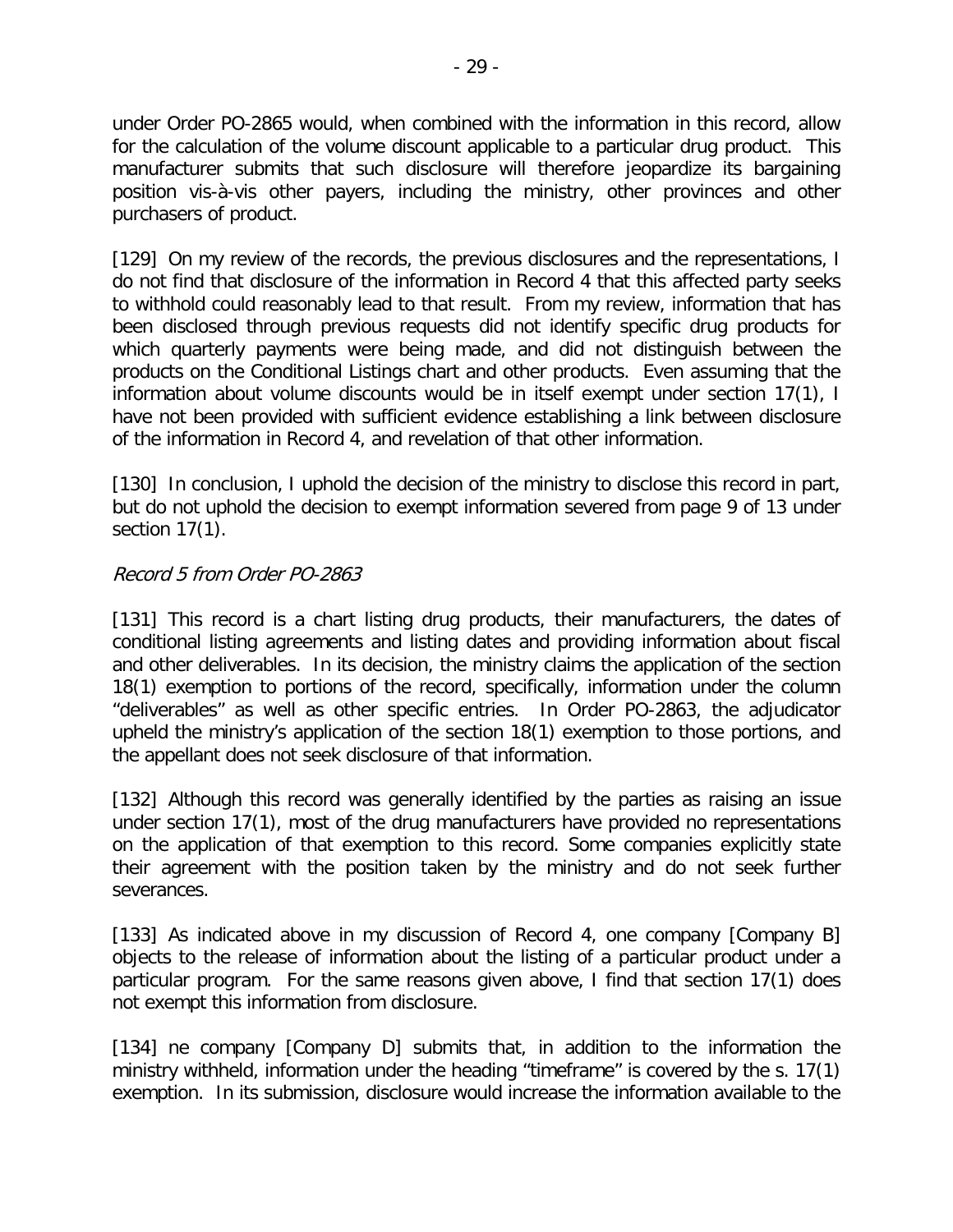under Order PO-2865 would, when combined with the information in this record, allow for the calculation of the volume discount applicable to a particular drug product. This manufacturer submits that such disclosure will therefore jeopardize its bargaining position vis-à-vis other payers, including the ministry, other provinces and other purchasers of product.

[129] On my review of the records, the previous disclosures and the representations, I do not find that disclosure of the information in Record 4 that this affected party seeks to withhold could reasonably lead to that result. From my review, information that has been disclosed through previous requests did not identify specific drug products for which quarterly payments were being made, and did not distinguish between the products on the Conditional Listings chart and other products. Even assuming that the information about volume discounts would be in itself exempt under section 17(1), I have not been provided with sufficient evidence establishing a link between disclosure of the information in Record 4, and revelation of that other information.

[130] In conclusion, I uphold the decision of the ministry to disclose this record in part, but do not uphold the decision to exempt information severed from page 9 of 13 under section 17(1).

*Record 5 from Order PO-2863*

[131] This record is a chart listing drug products, their manufacturers, the dates of conditional listing agreements and listing dates and providing information about fiscal and other deliverables. In its decision, the ministry claims the application of the section 18(1) exemption to portions of the record, specifically, information under the column "deliverables" as well as other specific entries. In Order PO-2863, the adjudicator upheld the ministry's application of the section 18(1) exemption to those portions, and the appellant does not seek disclosure of that information.

[132] Although this record was generally identified by the parties as raising an issue under section 17(1), most of the drug manufacturers have provided no representations on the application of that exemption to this record. Some companies explicitly state their agreement with the position taken by the ministry and do not seek further severances.

[133] As indicated above in my discussion of Record 4, one company [Company B] objects to the release of information about the listing of a particular product under a particular program. For the same reasons given above, I find that section 17(1) does not exempt this information from disclosure.

[134] ne company [Company D] submits that, in addition to the information the ministry withheld, information under the heading "timeframe" is covered by the s. 17(1) exemption. In its submission, disclosure would increase the information available to the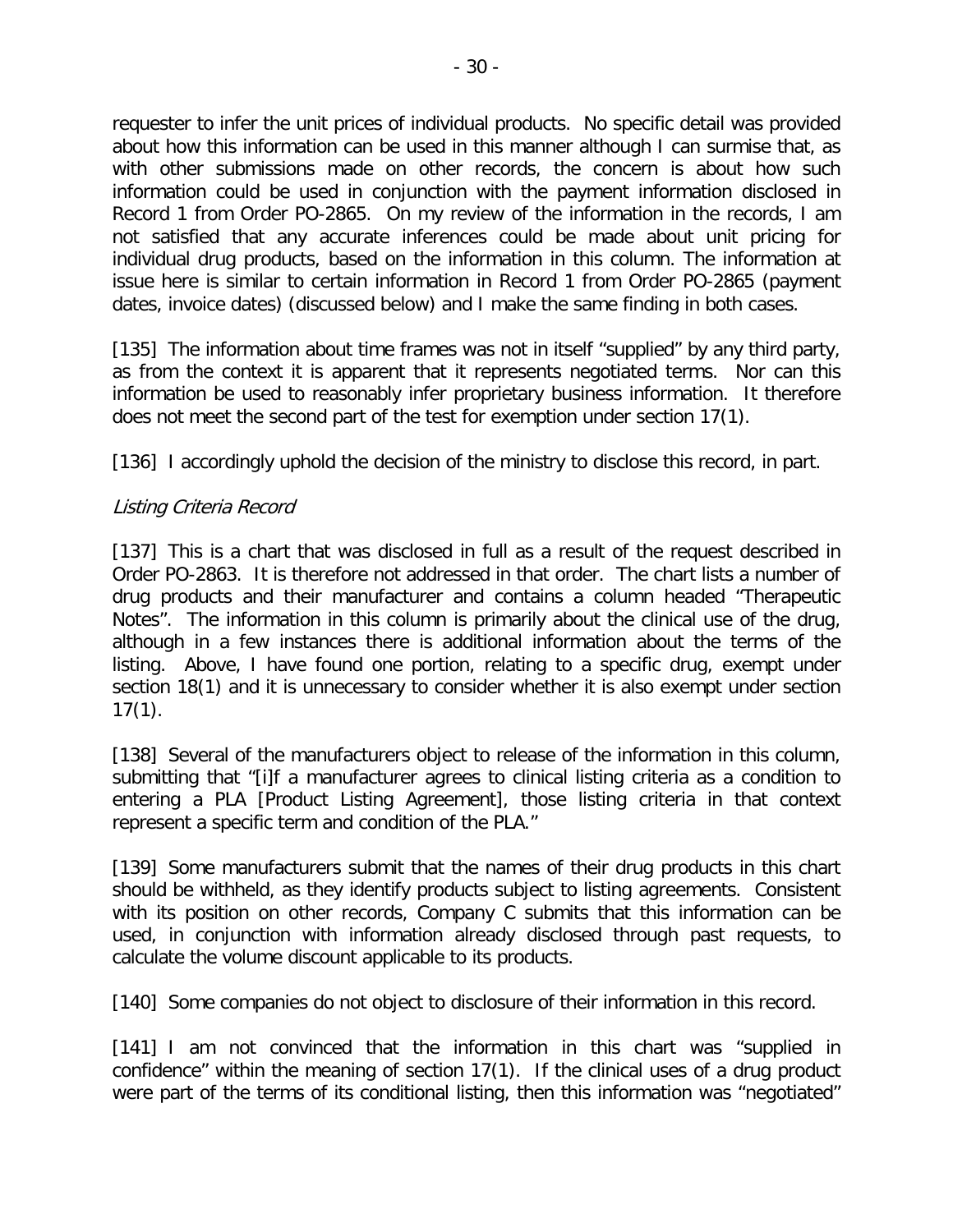requester to infer the unit prices of individual products. No specific detail was provided about how this information can be used in this manner although I can surmise that, as with other submissions made on other records, the concern is about how such information could be used in conjunction with the payment information disclosed in Record 1 from Order PO-2865. On my review of the information in the records, I am not satisfied that any accurate inferences could be made about unit pricing for individual drug products, based on the information in this column. The information at issue here is similar to certain information in Record 1 from Order PO-2865 (payment dates, invoice dates) (discussed below) and I make the same finding in both cases.

[135] The information about time frames was not in itself "supplied" by any third party, as from the context it is apparent that it represents negotiated terms. Nor can this information be used to reasonably infer proprietary business information. It therefore does not meet the second part of the test for exemption under section 17(1).

[136] I accordingly uphold the decision of the ministry to disclose this record, in part.

*Listing Criteria Record*

[137] This is a chart that was disclosed in full as a result of the request described in Order PO-2863. It is therefore not addressed in that order. The chart lists a number of drug products and their manufacturer and contains a column headed "Therapeutic Notes". The information in this column is primarily about the clinical use of the drug, although in a few instances there is additional information about the terms of the listing. Above, I have found one portion, relating to a specific drug, exempt under section 18(1) and it is unnecessary to consider whether it is also exempt under section 17(1).

[138] Several of the manufacturers object to release of the information in this column, submitting that "[i]f a manufacturer agrees to clinical listing criteria as a condition to entering a PLA [Product Listing Agreement], those listing criteria in that context represent a specific term and condition of the PLA."

[139] Some manufacturers submit that the names of their drug products in this chart should be withheld, as they identify products subject to listing agreements. Consistent with its position on other records, Company C submits that this information can be used, in conjunction with information already disclosed through past requests, to calculate the volume discount applicable to its products.

[140] Some companies do not object to disclosure of their information in this record.

[141] I am not convinced that the information in this chart was "supplied in confidence" within the meaning of section 17(1). If the clinical uses of a drug product were part of the terms of its conditional listing, then this information was "negotiated"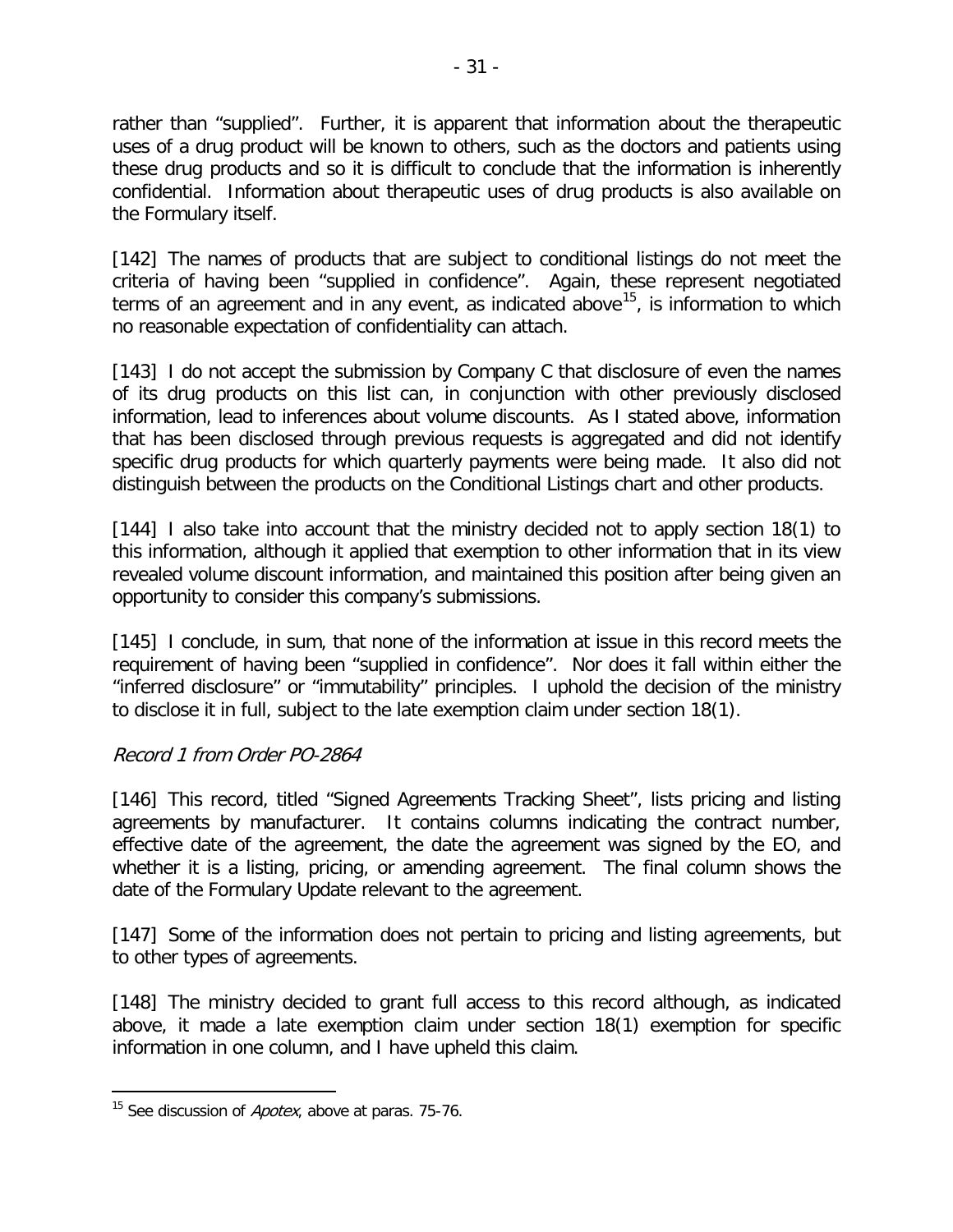rather than "supplied". Further, it is apparent that information about the therapeutic uses of a drug product will be known to others, such as the doctors and patients using these drug products and so it is difficult to conclude that the information is inherently confidential. Information about therapeutic uses of drug products is also available on the Formulary itself.

[142] The names of products that are subject to conditional listings do not meet the criteria of having been "supplied in confidence". Again, these represent negotiated terms of an agreement and in any event, as indicated above[15], is information to which no reasonable expectation of confidentiality can attach.

[143] I do not accept the submission by Company C that disclosure of even the names of its drug products on this list can, in conjunction with other previously disclosed information, lead to inferences about volume discounts. As I stated above, information that has been disclosed through previous requests is aggregated and did not identify specific drug products for which quarterly payments were being made. It also did not distinguish between the products on the Conditional Listings chart and other products.

[144] I also take into account that the ministry decided not to apply section 18(1) to this information, although it applied that exemption to other information that in its view revealed volume discount information, and maintained this position after being given an opportunity to consider this company's submissions.

[145] I conclude, in sum, that none of the information at issue in this record meets the requirement of having been "supplied in confidence". Nor does it fall within either the "inferred disclosure" or "immutability" principles. I uphold the decision of the ministry to disclose it in full, subject to the late exemption claim under section 18(1).

*Record 1 from Order PO-2864*

[146] This record, titled "Signed Agreements Tracking Sheet", lists pricing and listing agreements by manufacturer. It contains columns indicating the contract number, effective date of the agreement, the date the agreement was signed by the EO, and whether it is a listing, pricing, or amending agreement. The final column shows the date of the Formulary Update relevant to the agreement.

[147] Some of the information does not pertain to pricing and listing agreements, but to other types of agreements.

[148] The ministry decided to grant full access to this record although, as indicated above, it made a late exemption claim under section 18(1) exemption for specific information in one column, and I have upheld this claim.

---

[15] See discussion of *Apotex*, above at paras. 75-76.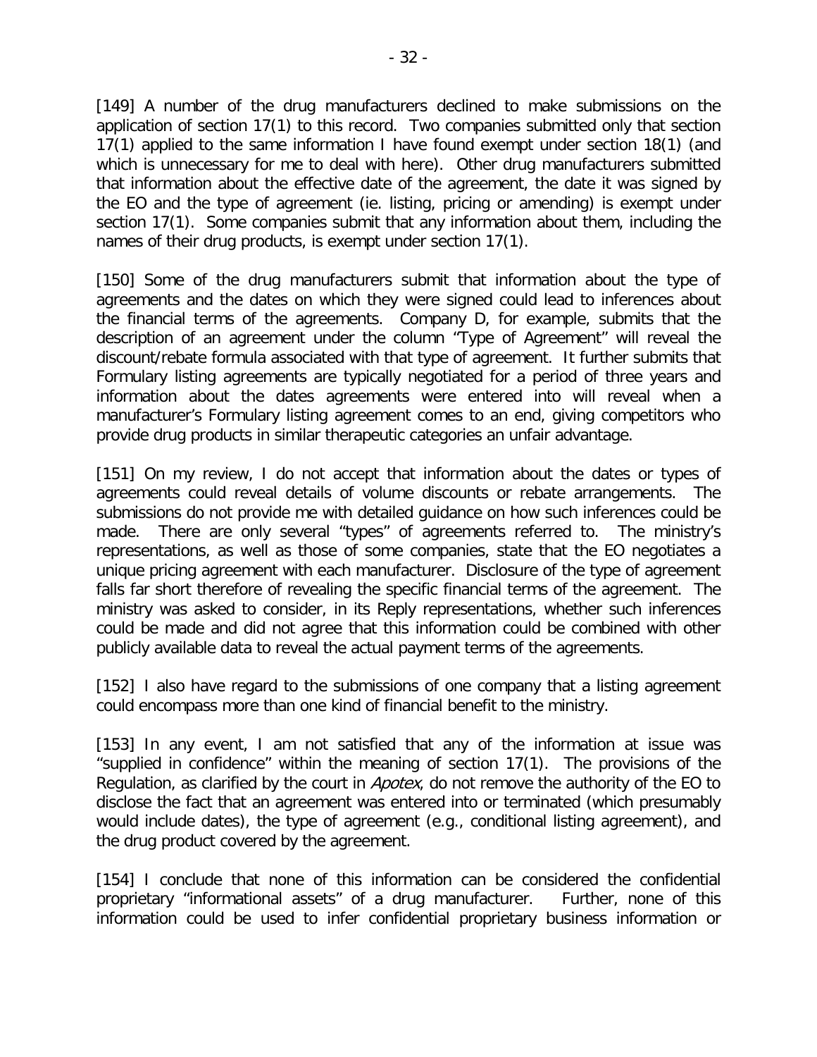[149] A number of the drug manufacturers declined to make submissions on the application of section 17(1) to this record. Two companies submitted only that section 17(1) applied to the same information I have found exempt under section 18(1) (and which is unnecessary for me to deal with here). Other drug manufacturers submitted that information about the effective date of the agreement, the date it was signed by the EO and the type of agreement (ie. listing, pricing or amending) is exempt under section 17(1). Some companies submit that any information about them, including the names of their drug products, is exempt under section 17(1).

[150] Some of the drug manufacturers submit that information about the type of agreements and the dates on which they were signed could lead to inferences about the financial terms of the agreements. Company D, for example, submits that the description of an agreement under the column "Type of Agreement" will reveal the discount/rebate formula associated with that type of agreement. It further submits that Formulary listing agreements are typically negotiated for a period of three years and information about the dates agreements were entered into will reveal when a manufacturer's Formulary listing agreement comes to an end, giving competitors who provide drug products in similar therapeutic categories an unfair advantage.

[151] On my review, I do not accept that information about the dates or types of agreements could reveal details of volume discounts or rebate arrangements. The submissions do not provide me with detailed guidance on how such inferences could be made. There are only several "types" of agreements referred to. The ministry's representations, as well as those of some companies, state that the EO negotiates a unique pricing agreement with each manufacturer. Disclosure of the type of agreement falls far short therefore of revealing the specific financial terms of the agreement. The ministry was asked to consider, in its Reply representations, whether such inferences could be made and did not agree that this information could be combined with other publicly available data to reveal the actual payment terms of the agreements.

[152] I also have regard to the submissions of one company that a listing agreement could encompass more than one kind of financial benefit to the ministry.

[153] In any event, I am not satisfied that any of the information at issue was "supplied in confidence" within the meaning of section 17(1). The provisions of the Regulation, as clarified by the court in *Apotex*, do not remove the authority of the EO to disclose the fact that an agreement was entered into or terminated (which presumably would include dates), the type of agreement (e.g., conditional listing agreement), and the drug product covered by the agreement.

[154] I conclude that none of this information can be considered the confidential proprietary "informational assets" of a drug manufacturer. Further, none of this information could be used to infer confidential proprietary business information or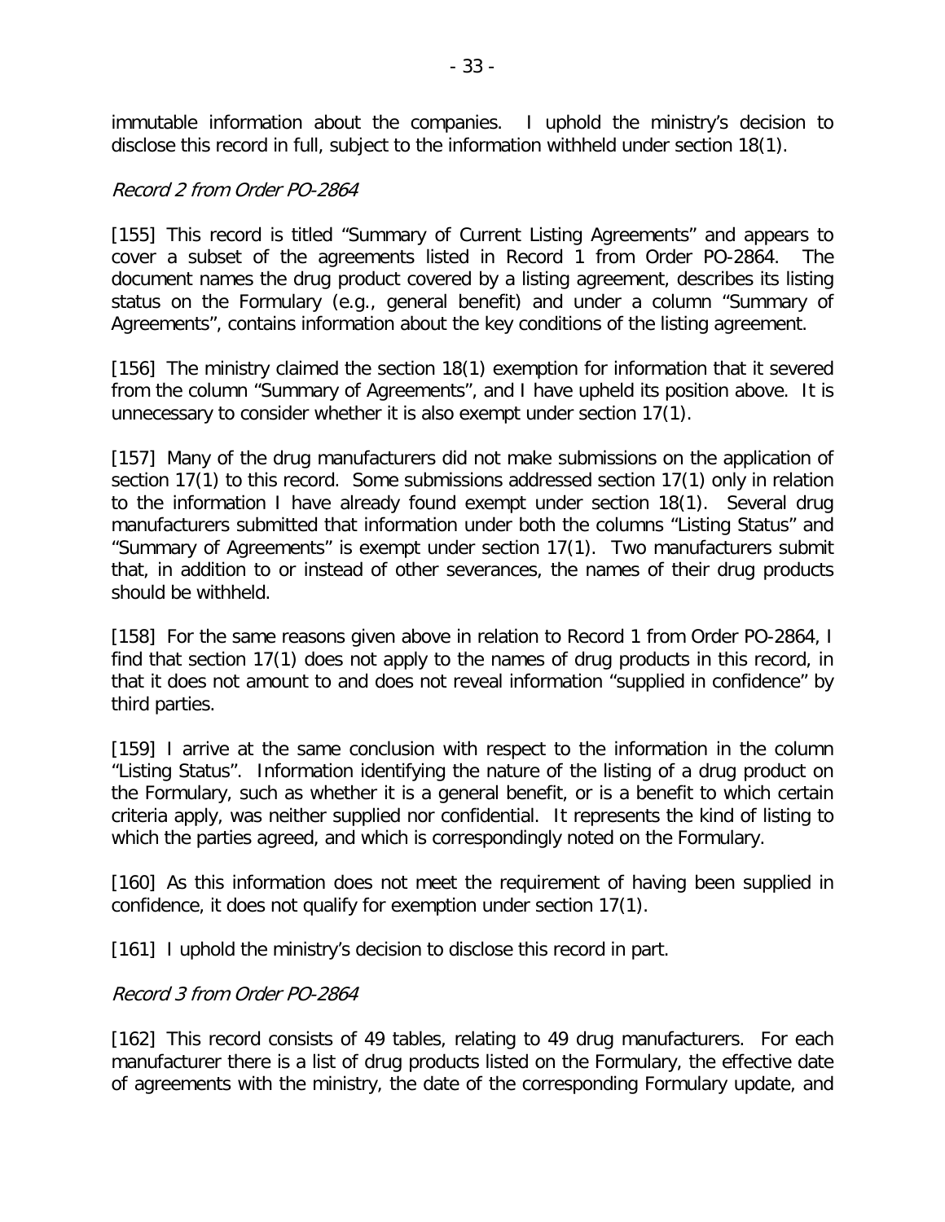immutable information about the companies. I uphold the ministry's decision to disclose this record in full, subject to the information withheld under section 18(1).

### *Record 2 from Order PO-2864*

[155] This record is titled "Summary of Current Listing Agreements" and appears to cover a subset of the agreements listed in Record 1 from Order PO-2864. The document names the drug product covered by a listing agreement, describes its listing status on the Formulary (e.g., general benefit) and under a column "Summary of Agreements", contains information about the key conditions of the listing agreement.

[156] The ministry claimed the section 18(1) exemption for information that it severed from the column "Summary of Agreements", and I have upheld its position above. It is unnecessary to consider whether it is also exempt under section 17(1).

[157] Many of the drug manufacturers did not make submissions on the application of section 17(1) to this record. Some submissions addressed section 17(1) only in relation to the information I have already found exempt under section 18(1). Several drug manufacturers submitted that information under both the columns "Listing Status" and "Summary of Agreements" is exempt under section 17(1). Two manufacturers submit that, in addition to or instead of other severances, the names of their drug products should be withheld.

[158] For the same reasons given above in relation to Record 1 from Order PO-2864, I find that section 17(1) does not apply to the names of drug products in this record, in that it does not amount to and does not reveal information "supplied in confidence" by third parties.

[159] I arrive at the same conclusion with respect to the information in the column "Listing Status". Information identifying the nature of the listing of a drug product on the Formulary, such as whether it is a general benefit, or is a benefit to which certain criteria apply, was neither supplied nor confidential. It represents the kind of listing to which the parties agreed, and which is correspondingly noted on the Formulary.

[160] As this information does not meet the requirement of having been supplied in confidence, it does not qualify for exemption under section 17(1).

[161] I uphold the ministry's decision to disclose this record in part.

### *Record 3 from Order PO-2864*

[162] This record consists of 49 tables, relating to 49 drug manufacturers. For each manufacturer there is a list of drug products listed on the Formulary, the effective date of agreements with the ministry, the date of the corresponding Formulary update, and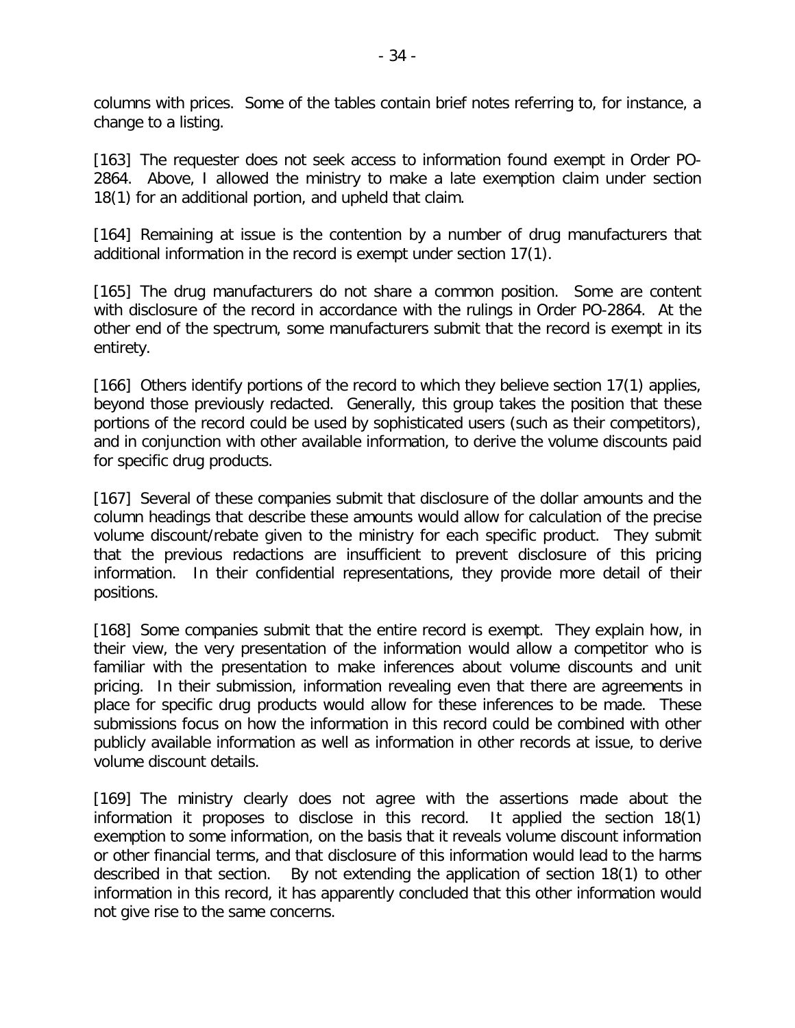columns with prices. Some of the tables contain brief notes referring to, for instance, a change to a listing.

[163] The requester does not seek access to information found exempt in Order PO-2864. Above, I allowed the ministry to make a late exemption claim under section 18(1) for an additional portion, and upheld that claim.

[164] Remaining at issue is the contention by a number of drug manufacturers that additional information in the record is exempt under section 17(1).

[165] The drug manufacturers do not share a common position. Some are content with disclosure of the record in accordance with the rulings in Order PO-2864. At the other end of the spectrum, some manufacturers submit that the record is exempt in its entirety.

[166] Others identify portions of the record to which they believe section 17(1) applies, beyond those previously redacted. Generally, this group takes the position that these portions of the record could be used by sophisticated users (such as their competitors), and in conjunction with other available information, to derive the volume discounts paid for specific drug products.

[167] Several of these companies submit that disclosure of the dollar amounts and the column headings that describe these amounts would allow for calculation of the precise volume discount/rebate given to the ministry for each specific product. They submit that the previous redactions are insufficient to prevent disclosure of this pricing information. In their confidential representations, they provide more detail of their positions.

[168] Some companies submit that the entire record is exempt. They explain how, in their view, the very presentation of the information would allow a competitor who is familiar with the presentation to make inferences about volume discounts and unit pricing. In their submission, information revealing even that there are agreements in place for specific drug products would allow for these inferences to be made. These submissions focus on how the information in this record could be combined with other publicly available information as well as information in other records at issue, to derive volume discount details.

[169] The ministry clearly does not agree with the assertions made about the information it proposes to disclose in this record. It applied the section 18(1) exemption to some information, on the basis that it reveals volume discount information or other financial terms, and that disclosure of this information would lead to the harms described in that section. By not extending the application of section 18(1) to other information in this record, it has apparently concluded that this other information would not give rise to the same concerns.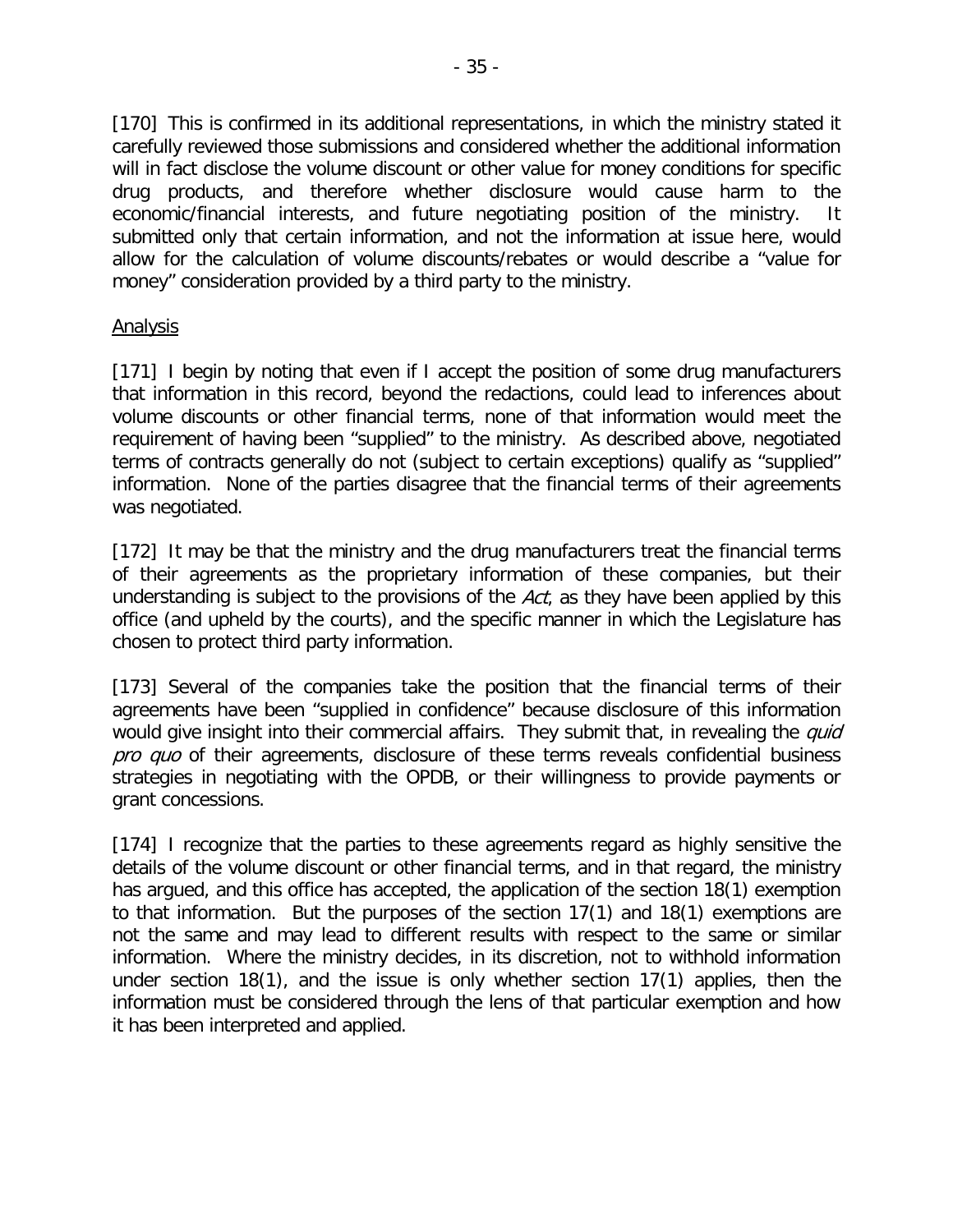[170] This is confirmed in its additional representations, in which the ministry stated it carefully reviewed those submissions and considered whether the additional information will in fact disclose the volume discount or other value for money conditions for specific drug products, and therefore whether disclosure would cause harm to the economic/financial interests, and future negotiating position of the ministry. It submitted only that certain information, and not the information at issue here, would allow for the calculation of volume discounts/rebates or would describe a "value for money" consideration provided by a third party to the ministry.

Analysis

[171] I begin by noting that even if I accept the position of some drug manufacturers that information in this record, beyond the redactions, could lead to inferences about volume discounts or other financial terms, none of that information would meet the requirement of having been "supplied" to the ministry. As described above, negotiated terms of contracts generally do not (subject to certain exceptions) qualify as "supplied" information. None of the parties disagree that the financial terms of their agreements was negotiated.

[172] It may be that the ministry and the drug manufacturers treat the financial terms of their agreements as the proprietary information of these companies, but their understanding is subject to the provisions of the *Act*, as they have been applied by this office (and upheld by the courts), and the specific manner in which the Legislature has chosen to protect third party information.

[173] Several of the companies take the position that the financial terms of their agreements have been "supplied in confidence" because disclosure of this information would give insight into their commercial affairs. They submit that, in revealing the *quid pro quo* of their agreements, disclosure of these terms reveals confidential business strategies in negotiating with the OPDB, or their willingness to provide payments or grant concessions.

[174] I recognize that the parties to these agreements regard as highly sensitive the details of the volume discount or other financial terms, and in that regard, the ministry has argued, and this office has accepted, the application of the section 18(1) exemption to that information. But the purposes of the section 17(1) and 18(1) exemptions are not the same and may lead to different results with respect to the same or similar information. Where the ministry decides, in its discretion, not to withhold information under section 18(1), and the issue is only whether section 17(1) applies, then the information must be considered through the lens of that particular exemption and how it has been interpreted and applied.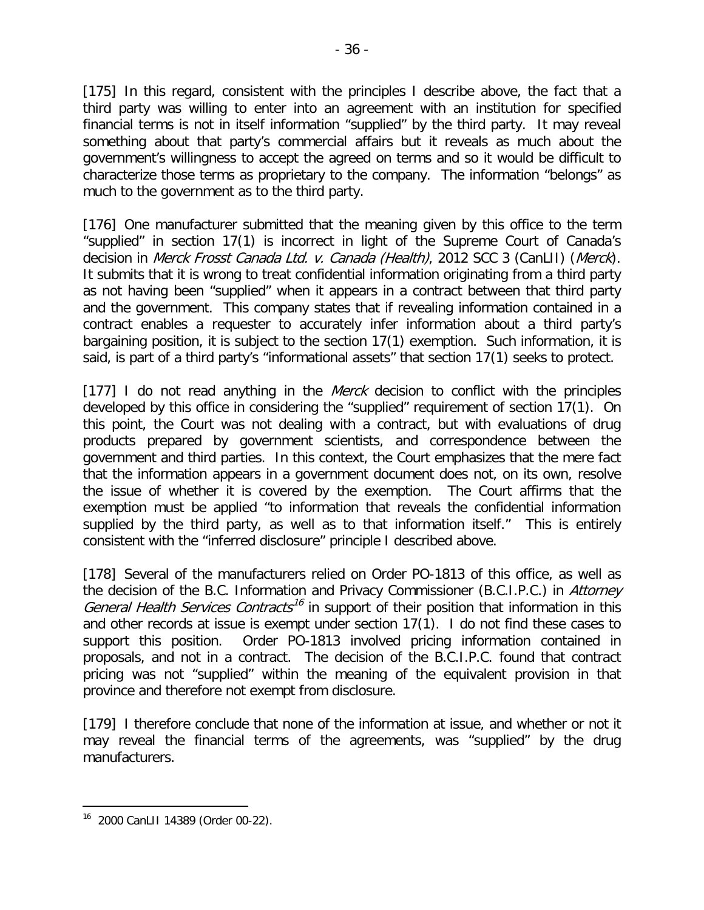[175] In this regard, consistent with the principles I describe above, the fact that a third party was willing to enter into an agreement with an institution for specified financial terms is not in itself information "supplied" by the third party. It may reveal something about that party's commercial affairs but it reveals as much about the government's willingness to accept the agreed on terms and so it would be difficult to characterize those terms as proprietary to the company. The information "belongs" as much to the government as to the third party.

[176] One manufacturer submitted that the meaning given by this office to the term "supplied" in section 17(1) is incorrect in light of the Supreme Court of Canada's decision in *Merck Frosst Canada Ltd. v. Canada (Health)*, 2012 SCC 3 (CanLII) (*Merck*). It submits that it is wrong to treat confidential information originating from a third party as not having been "supplied" when it appears in a contract between that third party and the government. This company states that if revealing information contained in a contract enables a requester to accurately infer information about a third party's bargaining position, it is subject to the section 17(1) exemption. Such information, it is said, is part of a third party's "informational assets" that section 17(1) seeks to protect.

[177] I do not read anything in the *Merck* decision to conflict with the principles developed by this office in considering the "supplied" requirement of section 17(1). On this point, the Court was not dealing with a contract, but with evaluations of drug products prepared by government scientists, and correspondence between the government and third parties. In this context, the Court emphasizes that the mere fact that the information appears in a government document does not, on its own, resolve the issue of whether it is covered by the exemption. The Court affirms that the exemption must be applied "to information that reveals the confidential information supplied by the third party, as well as to that information itself." This is entirely consistent with the "inferred disclosure" principle I described above.

[178] Several of the manufacturers relied on Order PO-1813 of this office, as well as the decision of the B.C. Information and Privacy Commissioner (B.C.I.P.C.) in *Attorney General Health Services Contracts*[16] in support of their position that information in this and other records at issue is exempt under section 17(1). I do not find these cases to support this position. Order PO-1813 involved pricing information contained in proposals, and not in a contract. The decision of the B.C.I.P.C. found that contract pricing was not "supplied" within the meaning of the equivalent provision in that province and therefore not exempt from disclosure.

[179] I therefore conclude that none of the information at issue, and whether or not it may reveal the financial terms of the agreements, was "supplied" by the drug manufacturers.

---

[16] 2000 CanLII 14389 (Order 00-22).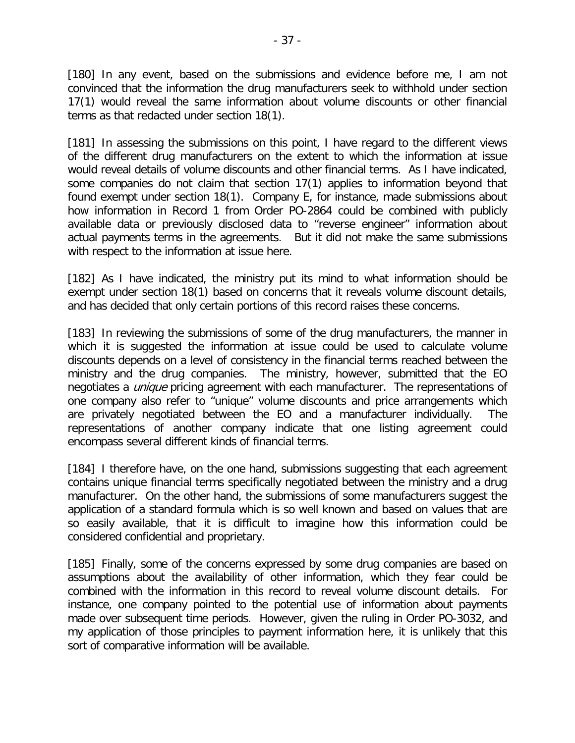[180] In any event, based on the submissions and evidence before me, I am not convinced that the information the drug manufacturers seek to withhold under section 17(1) would reveal the same information about volume discounts or other financial terms as that redacted under section 18(1).

[181] In assessing the submissions on this point, I have regard to the different views of the different drug manufacturers on the extent to which the information at issue would reveal details of volume discounts and other financial terms. As I have indicated, some companies do not claim that section 17(1) applies to information beyond that found exempt under section 18(1). Company E, for instance, made submissions about how information in Record 1 from Order PO-2864 could be combined with publicly available data or previously disclosed data to "reverse engineer" information about actual payments terms in the agreements. But it did not make the same submissions with respect to the information at issue here.

[182] As I have indicated, the ministry put its mind to what information should be exempt under section 18(1) based on concerns that it reveals volume discount details, and has decided that only certain portions of this record raises these concerns.

[183] In reviewing the submissions of some of the drug manufacturers, the manner in which it is suggested the information at issue could be used to calculate volume discounts depends on a level of consistency in the financial terms reached between the ministry and the drug companies. The ministry, however, submitted that the EO negotiates a *unique* pricing agreement with each manufacturer. The representations of one company also refer to "unique" volume discounts and price arrangements which are privately negotiated between the EO and a manufacturer individually. The representations of another company indicate that one listing agreement could encompass several different kinds of financial terms.

[184] I therefore have, on the one hand, submissions suggesting that each agreement contains unique financial terms specifically negotiated between the ministry and a drug manufacturer. On the other hand, the submissions of some manufacturers suggest the application of a standard formula which is so well known and based on values that are so easily available, that it is difficult to imagine how this information could be considered confidential and proprietary.

[185] Finally, some of the concerns expressed by some drug companies are based on assumptions about the availability of other information, which they fear could be combined with the information in this record to reveal volume discount details. For instance, one company pointed to the potential use of information about payments made over subsequent time periods. However, given the ruling in Order PO-3032, and my application of those principles to payment information here, it is unlikely that this sort of comparative information will be available.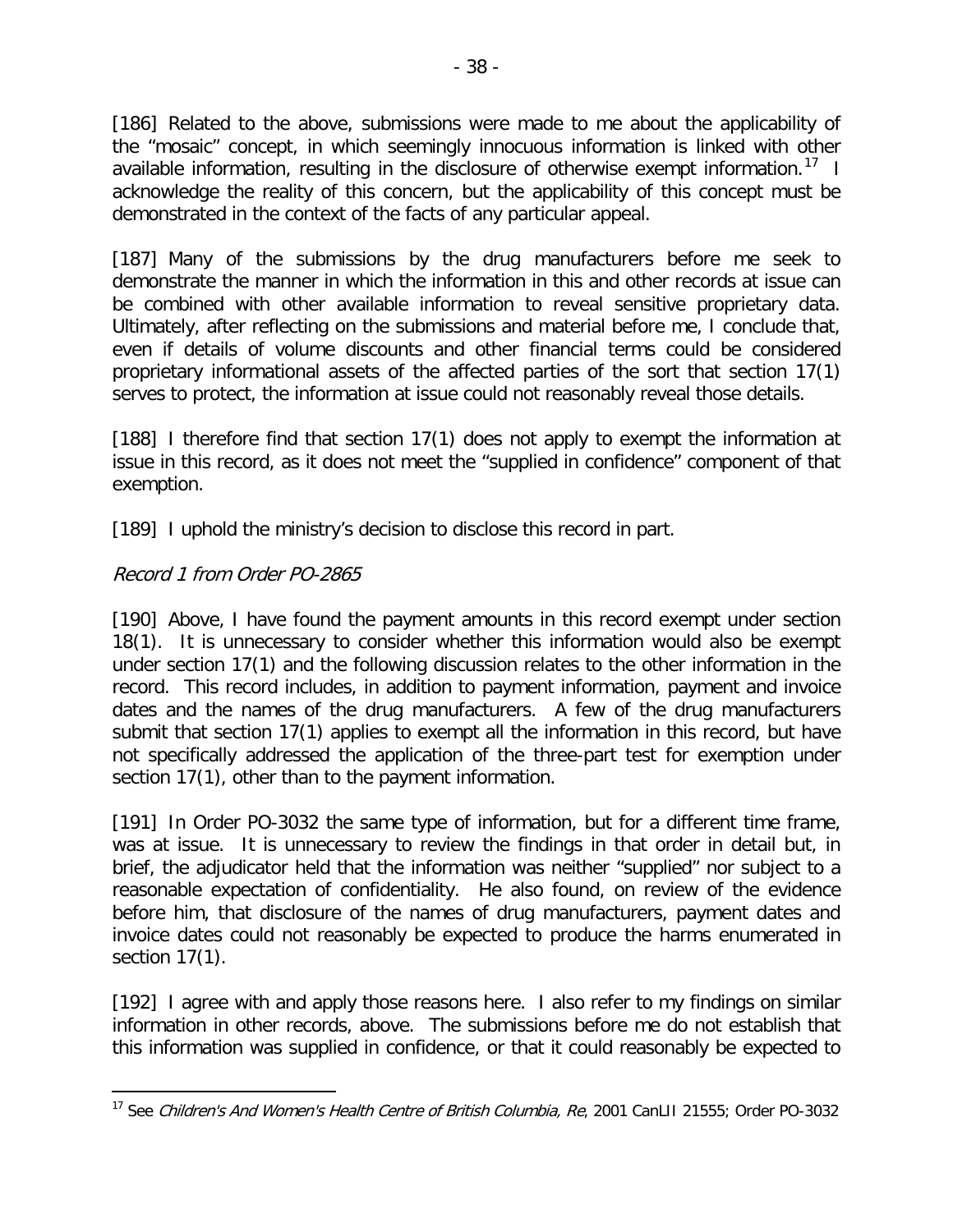[186] Related to the above, submissions were made to me about the applicability of the "mosaic" concept, in which seemingly innocuous information is linked with other available information, resulting in the disclosure of otherwise exempt information.[17] I acknowledge the reality of this concern, but the applicability of this concept must be demonstrated in the context of the facts of any particular appeal.

[187] Many of the submissions by the drug manufacturers before me seek to demonstrate the manner in which the information in this and other records at issue can be combined with other available information to reveal sensitive proprietary data. Ultimately, after reflecting on the submissions and material before me, I conclude that, even if details of volume discounts and other financial terms could be considered proprietary informational assets of the affected parties of the sort that section 17(1) serves to protect, the information at issue could not reasonably reveal those details.

[188] I therefore find that section 17(1) does not apply to exempt the information at issue in this record, as it does not meet the "supplied in confidence" component of that exemption.

[189] I uphold the ministry's decision to disclose this record in part.

*Record 1 from Order PO-2865*

[190] Above, I have found the payment amounts in this record exempt under section 18(1). It is unnecessary to consider whether this information would also be exempt under section 17(1) and the following discussion relates to the other information in the record. This record includes, in addition to payment information, payment and invoice dates and the names of the drug manufacturers. A few of the drug manufacturers submit that section 17(1) applies to exempt all the information in this record, but have not specifically addressed the application of the three-part test for exemption under section 17(1), other than to the payment information.

[191] In Order PO-3032 the same type of information, but for a different time frame, was at issue. It is unnecessary to review the findings in that order in detail but, in brief, the adjudicator held that the information was neither "supplied" nor subject to a reasonable expectation of confidentiality. He also found, on review of the evidence before him, that disclosure of the names of drug manufacturers, payment dates and invoice dates could not reasonably be expected to produce the harms enumerated in section 17(1).

[192] I agree with and apply those reasons here. I also refer to my findings on similar information in other records, above. The submissions before me do not establish that this information was supplied in confidence, or that it could reasonably be expected to

---

[17] See *Children's And Women's Health Centre of British Columbia, Re*, 2001 CanLII 21555; Order PO-3032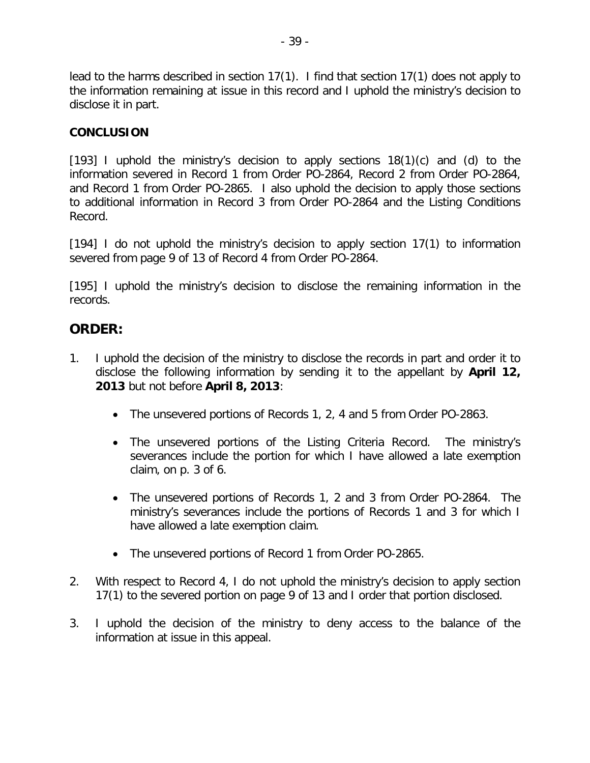lead to the harms described in section 17(1). I find that section 17(1) does not apply to the information remaining at issue in this record and I uphold the ministry's decision to disclose it in part.

**CONCLUSION**

[193] I uphold the ministry's decision to apply sections 18(1)(c) and (d) to the information severed in Record 1 from Order PO-2864, Record 2 from Order PO-2864, and Record 1 from Order PO-2865. I also uphold the decision to apply those sections to additional information in Record 3 from Order PO-2864 and the Listing Conditions Record.

[194] I do not uphold the ministry's decision to apply section 17(1) to information severed from page 9 of 13 of Record 4 from Order PO-2864.

[195] I uphold the ministry's decision to disclose the remaining information in the records.

## ORDER:

1. I uphold the decision of the ministry to disclose the records in part and order it to disclose the following information by sending it to the appellant by **April 12, 2013** but not before **April 8, 2013**:

    - The unsevered portions of Records 1, 2, 4 and 5 from Order PO-2863.

    - The unsevered portions of the Listing Criteria Record. The ministry's severances include the portion for which I have allowed a late exemption claim, on p. 3 of 6.

    - The unsevered portions of Records 1, 2 and 3 from Order PO-2864. The ministry's severances include the portions of Records 1 and 3 for which I have allowed a late exemption claim.

    - The unsevered portions of Record 1 from Order PO-2865.

2. With respect to Record 4, I do not uphold the ministry's decision to apply section 17(1) to the severed portion on page 9 of 13 and I order that portion disclosed.

3. I uphold the decision of the ministry to deny access to the balance of the information at issue in this appeal.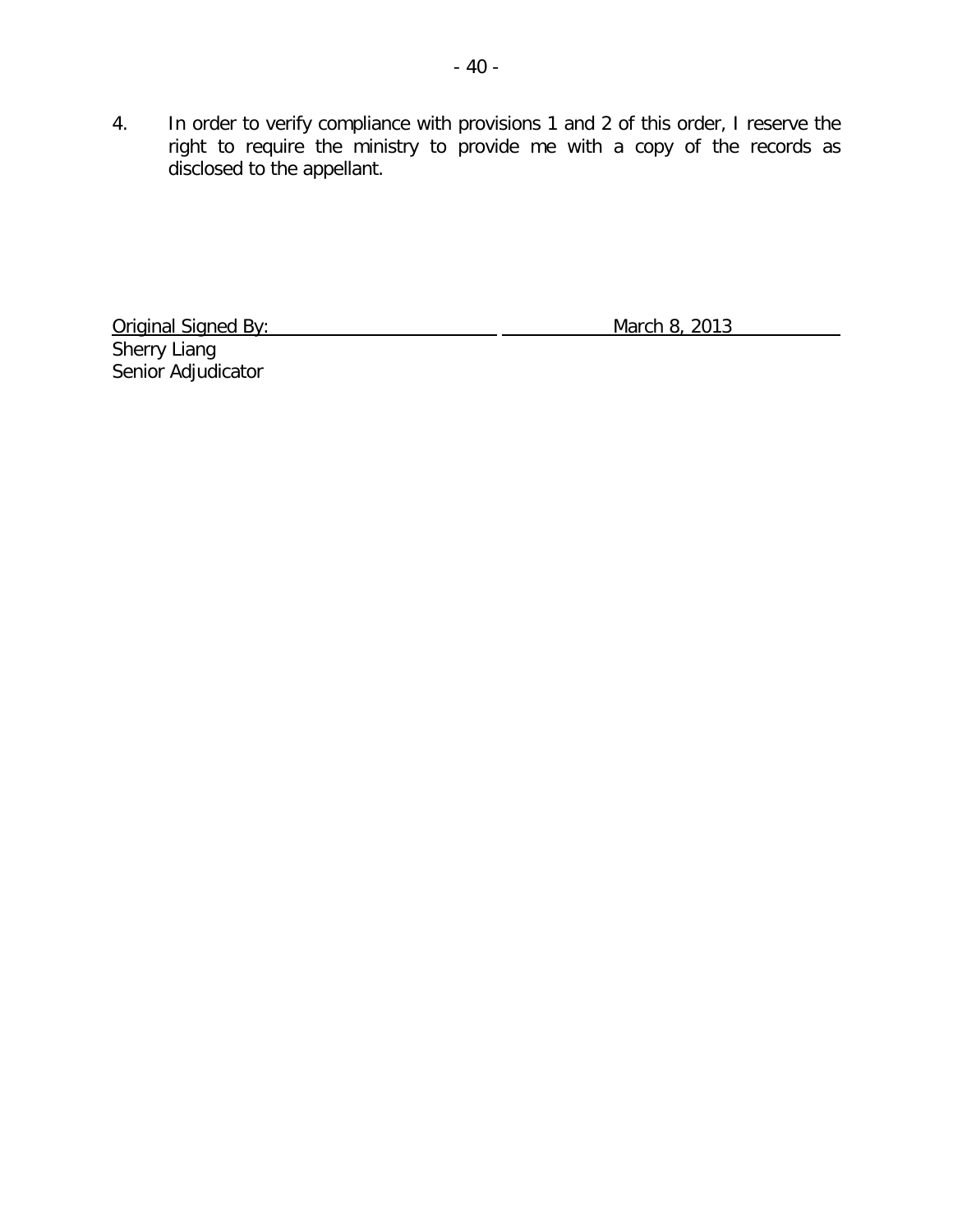4. In order to verify compliance with provisions 1 and 2 of this order, I reserve the right to require the ministry to provide me with a copy of the records as disclosed to the appellant.

Original Signed By: March 8, 2013
Sherry Liang
Senior Adjudicator